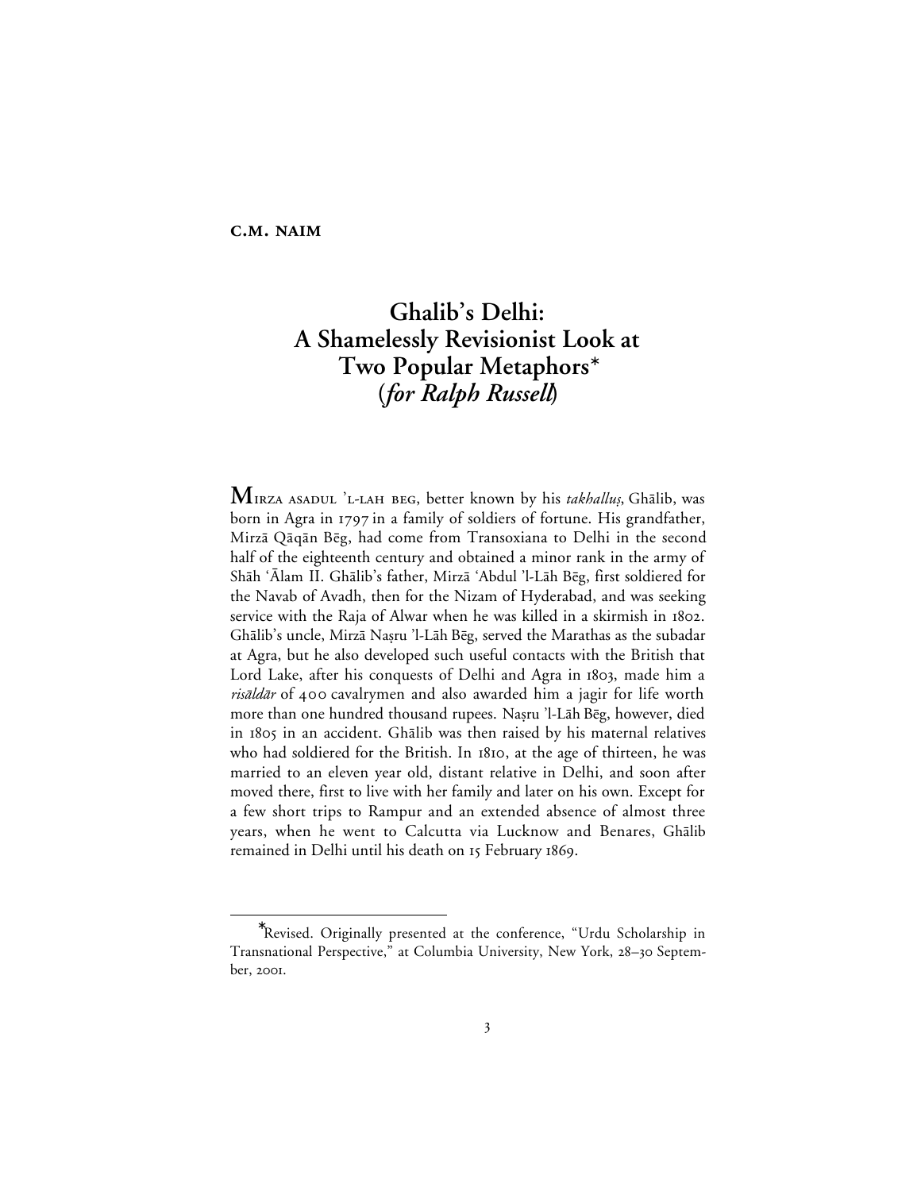**C.M. NAIM**

# Ghalib's Delhi: A Shamelessly Revisionist Look at Two Popular Metaphors*
## (*for Ralph Russell*)

MIRZA ASADUL 'L-LAH BEG, better known by his *takhalluṣ*, Ghālib, was born in Agra in 1797 in a family of soldiers of fortune. His grandfather, Mirzā Qāqān Bēg, had come from Transoxiana to Delhi in the second half of the eighteenth century and obtained a minor rank in the army of Shāh 'Ālam II. Ghālib's father, Mirzā 'Abdul 'l-Lāh Bēg, first soldiered for the Navab of Avadh, then for the Nizam of Hyderabad, and was seeking service with the Raja of Alwar when he was killed in a skirmish in 1802. Ghālib's uncle, Mirzā Naṣru 'l-Lāh Bēg, served the Marathas as the subadar at Agra, but he also developed such useful contacts with the British that Lord Lake, after his conquests of Delhi and Agra in 1803, made him a *risāldār* of 400 cavalrymen and also awarded him a jagir for life worth more than one hundred thousand rupees. Naṣru 'l-Lāh Bēg, however, died in 1805 in an accident. Ghālib was then raised by his maternal relatives who had soldiered for the British. In 1810, at the age of thirteen, he was married to an eleven year old, distant relative in Delhi, and soon after moved there, first to live with her family and later on his own. Except for a few short trips to Rampur and an extended absence of almost three years, when he went to Calcutta via Lucknow and Benares, Ghālib remained in Delhi until his death on 15 February 1869.

---

*Revised. Originally presented at the conference, "Urdu Scholarship in Transnational Perspective," at Columbia University, New York, 28–30 September, 2001.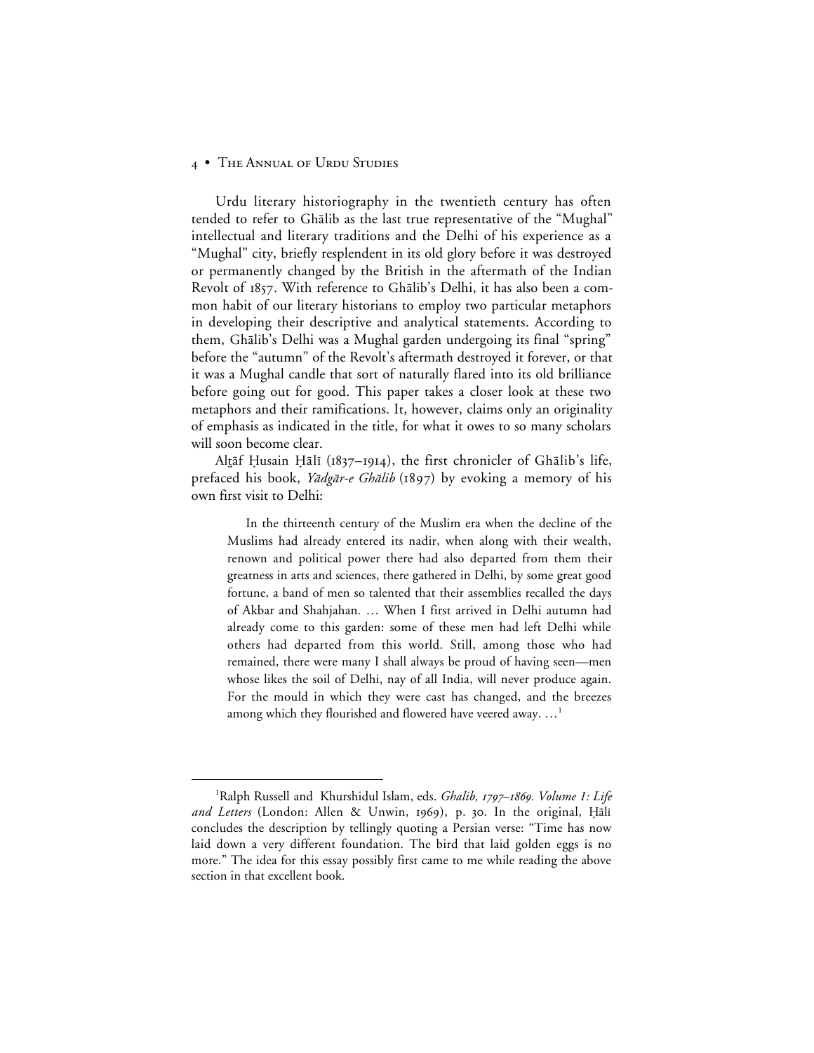Urdu literary historiography in the twentieth century has often tended to refer to Ghālib as the last true representative of the "Mughal" intellectual and literary traditions and the Delhi of his experience as a "Mughal" city, briefly resplendent in its old glory before it was destroyed or permanently changed by the British in the aftermath of the Indian Revolt of 1857. With reference to Ghālib's Delhi, it has also been a common habit of our literary historians to employ two particular metaphors in developing their descriptive and analytical statements. According to them, Ghālib's Delhi was a Mughal garden undergoing its final "spring" before the "autumn" of the Revolt's aftermath destroyed it forever, or that it was a Mughal candle that sort of naturally flared into its old brilliance before going out for good. This paper takes a closer look at these two metaphors and their ramifications. It, however, claims only an originality of emphasis as indicated in the title, for what it owes to so many scholars will soon become clear.

Alṭāf Ḥusain Ḥālī (1837–1914), the first chronicler of Ghālib's life, prefaced his book, *Yādgār-e Ghālib* (1897) by evoking a memory of his own first visit to Delhi:

> In the thirteenth century of the Muslim era when the decline of the Muslims had already entered its nadir, when along with their wealth, renown and political power there had also departed from them their greatness in arts and sciences, there gathered in Delhi, by some great good fortune, a band of men so talented that their assemblies recalled the days of Akbar and Shahjahan. … When I first arrived in Delhi autumn had already come to this garden: some of these men had left Delhi while others had departed from this world. Still, among those who had remained, there were many I shall always be proud of having seen—men whose likes the soil of Delhi, nay of all India, will never produce again. For the mould in which they were cast has changed, and the breezes among which they flourished and flowered have veered away. …[1]

---

[1]Ralph Russell and Khurshidul Islam, eds. *Ghalib, 1797–1869. Volume 1: Life and Letters* (London: Allen & Unwin, 1969), p. 30. In the original, Ḥālī concludes the description by tellingly quoting a Persian verse: "Time has now laid down a very different foundation. The bird that laid golden eggs is no more." The idea for this essay possibly first came to me while reading the above section in that excellent book.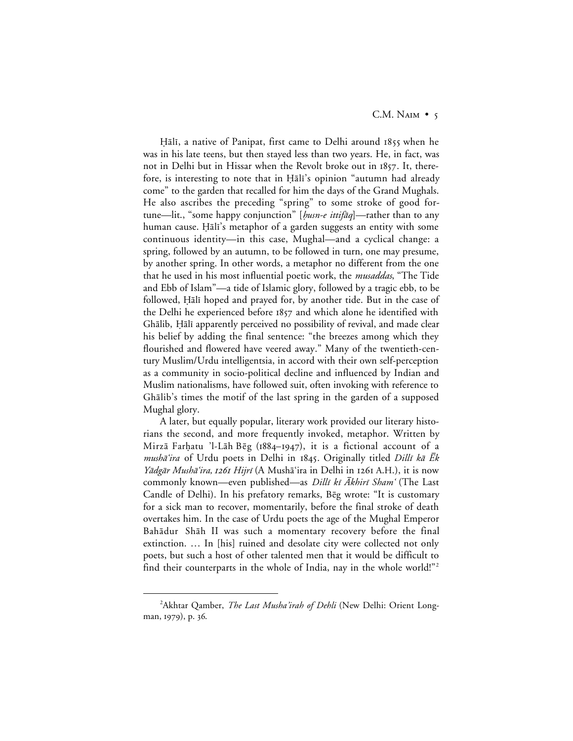Ḥālī, a native of Panipat, first came to Delhi around 1855 when he was in his late teens, but then stayed less than two years. He, in fact, was not in Delhi but in Hissar when the Revolt broke out in 1857. It, therefore, is interesting to note that in Ḥālī's opinion "autumn had already come" to the garden that recalled for him the days of the Grand Mughals. He also ascribes the preceding "spring" to some stroke of good fortune—lit., "some happy conjunction" [*ḥusn-e ittifāq*]—rather than to any human cause. Ḥālī's metaphor of a garden suggests an entity with some continuous identity—in this case, Mughal—and a cyclical change: a spring, followed by an autumn, to be followed in turn, one may presume, by another spring. In other words, a metaphor no different from the one that he used in his most influential poetic work, the *musaddas*, "The Tide and Ebb of Islam"—a tide of Islamic glory, followed by a tragic ebb, to be followed, Ḥālī hoped and prayed for, by another tide. But in the case of the Delhi he experienced before 1857 and which alone he identified with Ghālib, Ḥālī apparently perceived no possibility of revival, and made clear his belief by adding the final sentence: "the breezes among which they flourished and flowered have veered away." Many of the twentieth-century Muslim/Urdu intelligentsia, in accord with their own self-perception as a community in socio-political decline and influenced by Indian and Muslim nationalisms, have followed suit, often invoking with reference to Ghālib's times the motif of the last spring in the garden of a supposed Mughal glory.

A later, but equally popular, literary work provided our literary historians the second, and more frequently invoked, metaphor. Written by Mirzā Farḥatu 'l-Lāh Bēg (1884–1947), it is a fictional account of a *mushā'ira* of Urdu poets in Delhi in 1845. Originally titled *Dillī kā Ēk Yādgār Mushā'ira, 1261 Hijrī* (A Mushā'ira in Delhi in 1261 A.H.), it is now commonly known—even published—as *Dillī kī Ākhirī Sham'* (The Last Candle of Delhi). In his prefatory remarks, Bēg wrote: "It is customary for a sick man to recover, momentarily, before the final stroke of death overtakes him. In the case of Urdu poets the age of the Mughal Emperor Bahādur Shāh II was such a momentary recovery before the final extinction. … In [his] ruined and desolate city were collected not only poets, but such a host of other talented men that it would be difficult to find their counterparts in the whole of India, nay in the whole world!"[2]

---

[2] Akhtar Qamber, *The Last Musha'irah of Dehli* (New Delhi: Orient Longman, 1979), p. 36.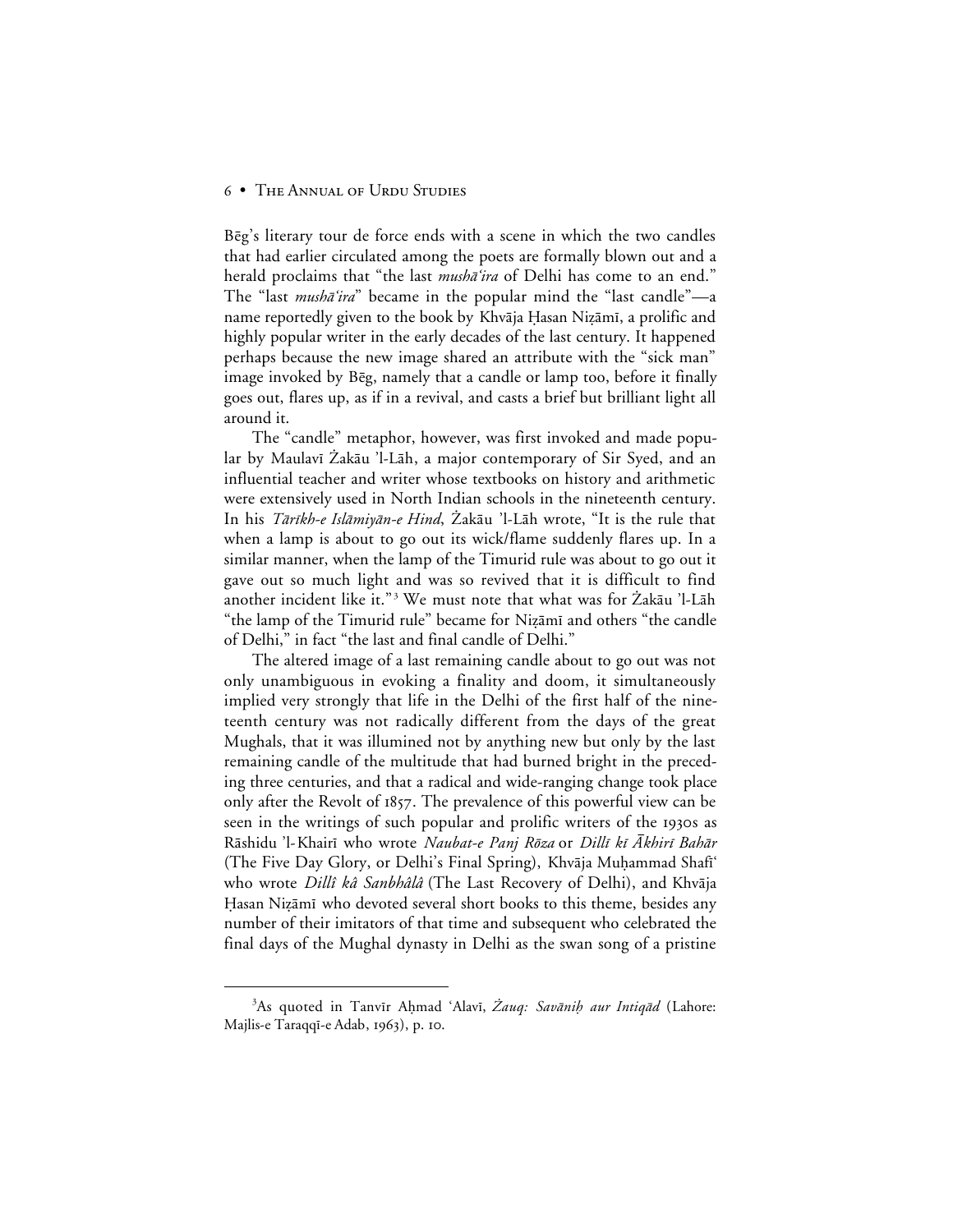Bēg's literary tour de force ends with a scene in which the two candles that had earlier circulated among the poets are formally blown out and a herald proclaims that "the last *mushā'ira* of Delhi has come to an end." The "last *mushā'ira*" became in the popular mind the "last candle"—a name reportedly given to the book by Khvāja Ḥasan Niẓāmī, a prolific and highly popular writer in the early decades of the last century. It happened perhaps because the new image shared an attribute with the "sick man" image invoked by Bēg, namely that a candle or lamp too, before it finally goes out, flares up, as if in a revival, and casts a brief but brilliant light all around it.

The "candle" metaphor, however, was first invoked and made popular by Maulavī Żakāu 'l-Lāh, a major contemporary of Sir Syed, and an influential teacher and writer whose textbooks on history and arithmetic were extensively used in North Indian schools in the nineteenth century. In his *Tārīkh-e Islāmiyān-e Hind*, Żakāu 'l-Lāh wrote, "It is the rule that when a lamp is about to go out its wick/flame suddenly flares up. In a similar manner, when the lamp of the Timurid rule was about to go out it gave out so much light and was so revived that it is difficult to find another incident like it."[3] We must note that what was for Żakāu 'l-Lāh "the lamp of the Timurid rule" became for Niẓāmī and others "the candle of Delhi," in fact "the last and final candle of Delhi."

The altered image of a last remaining candle about to go out was not only unambiguous in evoking a finality and doom, it simultaneously implied very strongly that life in the Delhi of the first half of the nineteenth century was not radically different from the days of the great Mughals, that it was illumined not by anything new but only by the last remaining candle of the multitude that had burned bright in the preceding three centuries, and that a radical and wide-ranging change took place only after the Revolt of 1857. The prevalence of this powerful view can be seen in the writings of such popular and prolific writers of the 1930s as Rāshidu 'l-Khairī who wrote *Naubat-e Panj Rōza* or *Dillī kī Ākhirī Bahār* (The Five Day Glory, or Delhi's Final Spring), Khvāja Muḥammad Shafī' who wrote *Dillî kâ Sanbhâlâ* (The Last Recovery of Delhi), and Khvāja Ḥasan Niẓāmī who devoted several short books to this theme, besides any number of their imitators of that time and subsequent who celebrated the final days of the Mughal dynasty in Delhi as the swan song of a pristine

---

[3]As quoted in Tanvīr Aḥmad 'Alavī, *Żauq: Savāniḥ aur Intiqād* (Lahore: Majlis-e Taraqqī-e Adab, 1963), p. 10.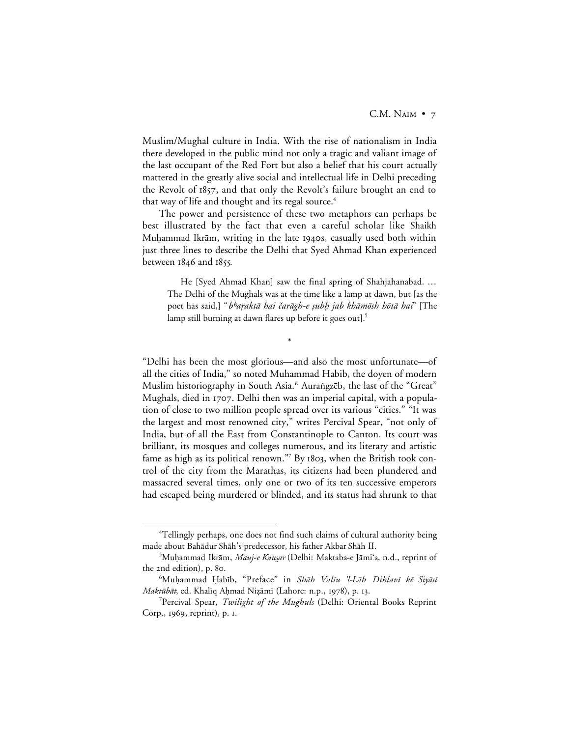Muslim/Mughal culture in India. With the rise of nationalism in India there developed in the public mind not only a tragic and valiant image of the last occupant of the Red Fort but also a belief that his court actually mattered in the greatly alive social and intellectual life in Delhi preceding the Revolt of 1857, and that only the Revolt's failure brought an end to that way of life and thought and its regal source.[4]

The power and persistence of these two metaphors can perhaps be best illustrated by the fact that even a careful scholar like Shaikh Muḥammad Ikrām, writing in the late 1940s, casually used both within just three lines to describe the Delhi that Syed Ahmad Khan experienced between 1846 and 1855.

> He [Syed Ahmad Khan] saw the final spring of Shahjahanabad. … The Delhi of the Mughals was at the time like a lamp at dawn, but [as the poet has said,] "*bʰaṛaktā hai čarāgh-e ṣubḥ jab khāmōsh hōtā hai*" [The lamp still burning at dawn flares up before it goes out].[5]

*

"Delhi has been the most glorious—and also the most unfortunate—of all the cities of India," so noted Muhammad Habib, the doyen of modern Muslim historiography in South Asia.[6] Auraṅgzēb, the last of the "Great" Mughals, died in 1707. Delhi then was an imperial capital, with a population of close to two million people spread over its various "cities." "It was the largest and most renowned city," writes Percival Spear, "not only of India, but of all the East from Constantinople to Canton. Its court was brilliant, its mosques and colleges numerous, and its literary and artistic fame as high as its political renown."[7] By 1803, when the British took control of the city from the Marathas, its citizens had been plundered and massacred several times, only one or two of its ten successive emperors had escaped being murdered or blinded, and its status had shrunk to that

---

[4] Tellingly perhaps, one does not find such claims of cultural authority being made about Bahādur Shāh's predecessor, his father Akbar Shāh II.

[5] Muḥammad Ikrām, *Mauj-e Kauṣar* (Delhi: Maktaba-e Jāmi'a, n.d., reprint of the 2nd edition), p. 80.

[6] Muḥammad Ḥabīb, "Preface" in *Shāh Valīu 'l-Lāh Dihlavī kē Siyāsī Maktūbāt*, ed. Khalīq Aḥmad Niẓāmī (Lahore: n.p., 1978), p. 13.

[7] Percival Spear, *Twilight of the Mughuls* (Delhi: Oriental Books Reprint Corp., 1969, reprint), p. 1.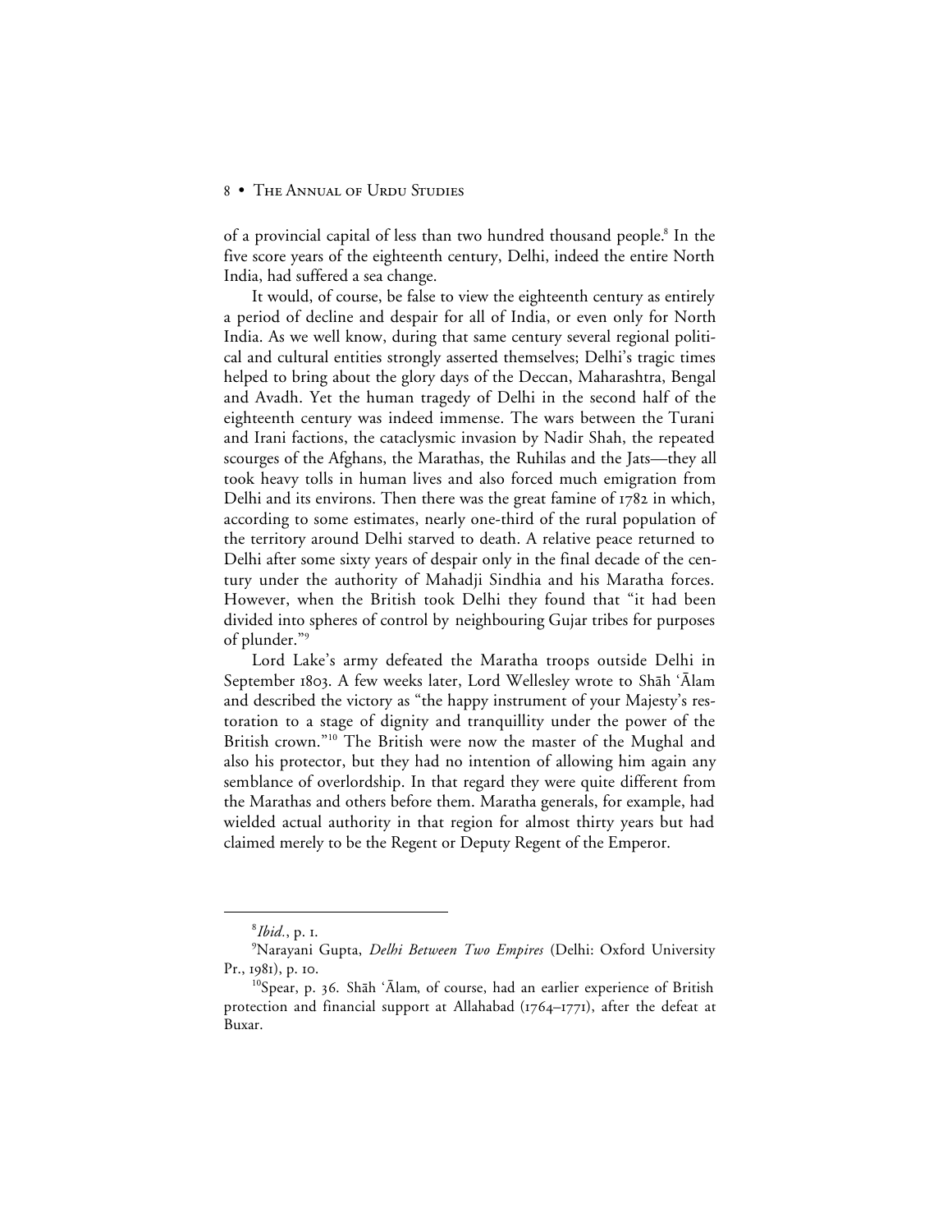of a provincial capital of less than two hundred thousand people.[8] In the five score years of the eighteenth century, Delhi, indeed the entire North India, had suffered a sea change.

It would, of course, be false to view the eighteenth century as entirely a period of decline and despair for all of India, or even only for North India. As we well know, during that same century several regional political and cultural entities strongly asserted themselves; Delhi's tragic times helped to bring about the glory days of the Deccan, Maharashtra, Bengal and Avadh. Yet the human tragedy of Delhi in the second half of the eighteenth century was indeed immense. The wars between the Turani and Irani factions, the cataclysmic invasion by Nadir Shah, the repeated scourges of the Afghans, the Marathas, the Ruhilas and the Jats—they all took heavy tolls in human lives and also forced much emigration from Delhi and its environs. Then there was the great famine of 1782 in which, according to some estimates, nearly one-third of the rural population of the territory around Delhi starved to death. A relative peace returned to Delhi after some sixty years of despair only in the final decade of the century under the authority of Mahadji Sindhia and his Maratha forces. However, when the British took Delhi they found that "it had been divided into spheres of control by neighbouring Gujar tribes for purposes of plunder."[9]

Lord Lake's army defeated the Maratha troops outside Delhi in September 1803. A few weeks later, Lord Wellesley wrote to Shāh 'Ālam and described the victory as "the happy instrument of your Majesty's restoration to a stage of dignity and tranquillity under the power of the British crown."[10] The British were now the master of the Mughal and also his protector, but they had no intention of allowing him again any semblance of overlordship. In that regard they were quite different from the Marathas and others before them. Maratha generals, for example, had wielded actual authority in that region for almost thirty years but had claimed merely to be the Regent or Deputy Regent of the Emperor.

---

[8] *Ibid.*, p. 1.

[9] Narayani Gupta, *Delhi Between Two Empires* (Delhi: Oxford University Pr., 1981), p. 10.

[10] Spear, p. 36. Shāh 'Ālam, of course, had an earlier experience of British protection and financial support at Allahabad (1764–1771), after the defeat at Buxar.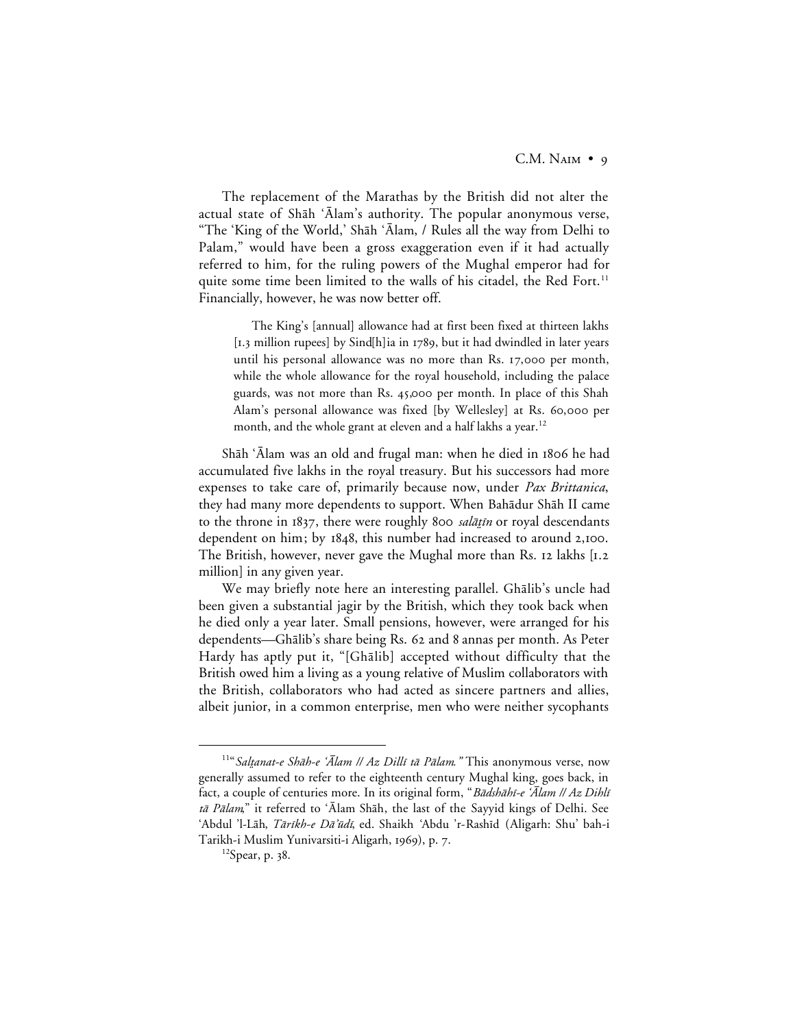The replacement of the Marathas by the British did not alter the actual state of Shāh 'Ālam's authority. The popular anonymous verse, "The 'King of the World,' Shāh 'Ālam, / Rules all the way from Delhi to Palam," would have been a gross exaggeration even if it had actually referred to him, for the ruling powers of the Mughal emperor had for quite some time been limited to the walls of his citadel, the Red Fort.[11] Financially, however, he was now better off.

> The King's [annual] allowance had at first been fixed at thirteen lakhs [1.3 million rupees] by Sind[h]ia in 1789, but it had dwindled in later years until his personal allowance was no more than Rs. 17,000 per month, while the whole allowance for the royal household, including the palace guards, was not more than Rs. 45,000 per month. In place of this Shah Alam's personal allowance was fixed [by Wellesley] at Rs. 60,000 per month, and the whole grant at eleven and a half lakhs a year.[12]

Shāh 'Ālam was an old and frugal man: when he died in 1806 he had accumulated five lakhs in the royal treasury. But his successors had more expenses to take care of, primarily because now, under *Pax Brittanica*, they had many more dependents to support. When Bahādur Shāh II came to the throne in 1837, there were roughly 800 *salāṭīn* or royal descendants dependent on him; by 1848, this number had increased to around 2,100. The British, however, never gave the Mughal more than Rs. 12 lakhs [1.2 million] in any given year.

We may briefly note here an interesting parallel. Ghālib's uncle had been given a substantial jagir by the British, which they took back when he died only a year later. Small pensions, however, were arranged for his dependents—Ghālib's share being Rs. 62 and 8 annas per month. As Peter Hardy has aptly put it, "[Ghālib] accepted without difficulty that the British owed him a living as a young relative of Muslim collaborators with the British, collaborators who had acted as sincere partners and allies, albeit junior, in a common enterprise, men who were neither sycophants

---

[11] "*Salṭanat-e Shāh-e 'Ālam // Az Dillī tā Pālam.*" This anonymous verse, now generally assumed to refer to the eighteenth century Mughal king, goes back, in fact, a couple of centuries more. In its original form, "*Bādshāhī-e 'Ālam // Az Dihlī tā Pālam*," it referred to 'Ālam Shāh, the last of the Sayyid kings of Delhi. See 'Abdul 'l-Lāh, *Tārīkh-e Dā'ūdī*, ed. Shaikh 'Abdu 'r-Rashīd (Aligarh: Shu' bah-i Tarikh-i Muslim Yunivarsiti-i Aligarh, 1969), p. 7.

[12] Spear, p. 38.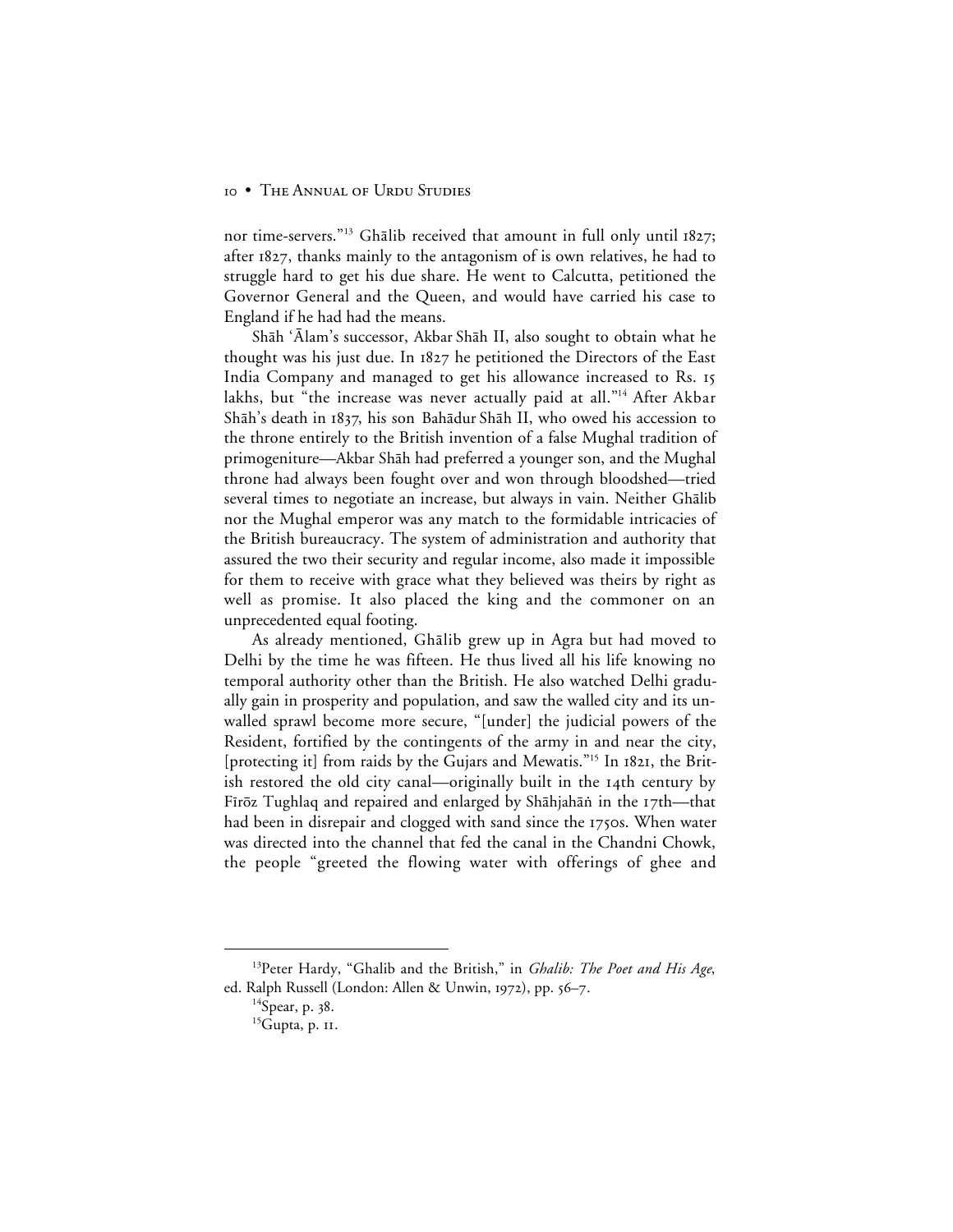nor time-servers."[13] Ghālib received that amount in full only until 1827; after 1827, thanks mainly to the antagonism of is own relatives, he had to struggle hard to get his due share. He went to Calcutta, petitioned the Governor General and the Queen, and would have carried his case to England if he had had the means.

Shāh ʿĀlam's successor, Akbar Shāh II, also sought to obtain what he thought was his just due. In 1827 he petitioned the Directors of the East India Company and managed to get his allowance increased to Rs. 15 lakhs, but "the increase was never actually paid at all."[14] After Akbar Shāh's death in 1837, his son Bahādur Shāh II, who owed his accession to the throne entirely to the British invention of a false Mughal tradition of primogeniture—Akbar Shāh had preferred a younger son, and the Mughal throne had always been fought over and won through bloodshed—tried several times to negotiate an increase, but always in vain. Neither Ghālib nor the Mughal emperor was any match to the formidable intricacies of the British bureaucracy. The system of administration and authority that assured the two their security and regular income, also made it impossible for them to receive with grace what they believed was theirs by right as well as promise. It also placed the king and the commoner on an unprecedented equal footing.

As already mentioned, Ghālib grew up in Agra but had moved to Delhi by the time he was fifteen. He thus lived all his life knowing no temporal authority other than the British. He also watched Delhi gradually gain in prosperity and population, and saw the walled city and its unwalled sprawl become more secure, "[under] the judicial powers of the Resident, fortified by the contingents of the army in and near the city, [protecting it] from raids by the Gujars and Mewatis."[15] In 1821, the British restored the old city canal—originally built in the 14th century by Fīrōz Tughlaq and repaired and enlarged by Shāhjahāṅ in the 17th—that had been in disrepair and clogged with sand since the 1750s. When water was directed into the channel that fed the canal in the Chandni Chowk, the people "greeted the flowing water with offerings of ghee and

---

[13] Peter Hardy, "Ghalib and the British," in *Ghalib: The Poet and His Age*, ed. Ralph Russell (London: Allen & Unwin, 1972), pp. 56–7.

[14] Spear, p. 38.

[15] Gupta, p. 11.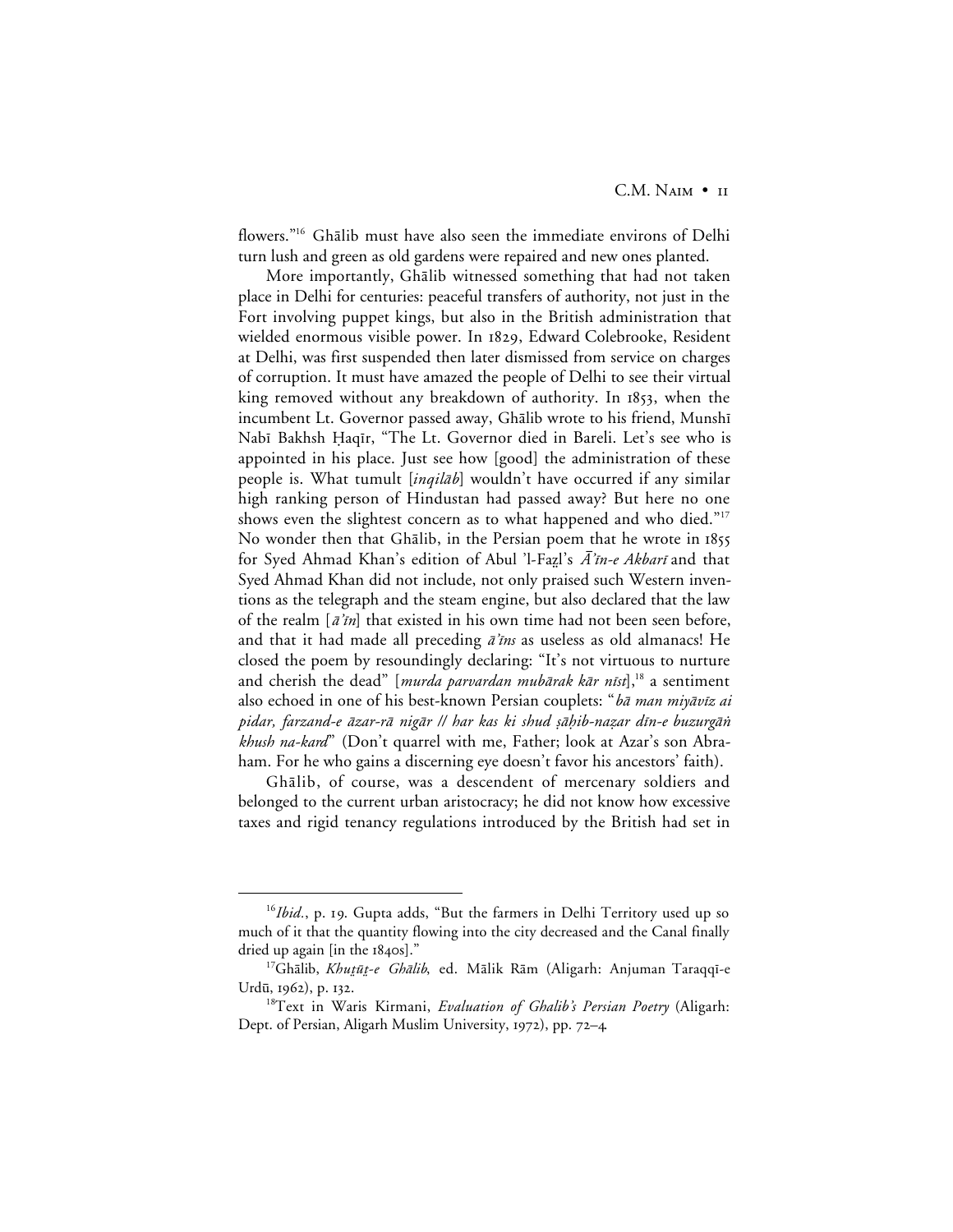flowers."[16] Ghālib must have also seen the immediate environs of Delhi turn lush and green as old gardens were repaired and new ones planted.

More importantly, Ghālib witnessed something that had not taken place in Delhi for centuries: peaceful transfers of authority, not just in the Fort involving puppet kings, but also in the British administration that wielded enormous visible power. In 1829, Edward Colebrooke, Resident at Delhi, was first suspended then later dismissed from service on charges of corruption. It must have amazed the people of Delhi to see their virtual king removed without any breakdown of authority. In 1853, when the incumbent Lt. Governor passed away, Ghālib wrote to his friend, Munshī Nabī Bakhsh Ḥaqīr, "The Lt. Governor died in Bareli. Let's see who is appointed in his place. Just see how [good] the administration of these people is. What tumult [*inqilāb*] wouldn't have occurred if any similar high ranking person of Hindustan had passed away? But here no one shows even the slightest concern as to what happened and who died."[17] No wonder then that Ghālib, in the Persian poem that he wrote in 1855 for Syed Ahmad Khan's edition of Abul 'l-Faẕl's *Ā'īn-e Akbarī* and that Syed Ahmad Khan did not include, not only praised such Western inventions as the telegraph and the steam engine, but also declared that the law of the realm [*ā'īn*] that existed in his own time had not been seen before, and that it had made all preceding *ā'īns* as useless as old almanacs! He closed the poem by resoundingly declaring: "It's not virtuous to nurture and cherish the dead" [*murda parvardan mubārak kār nīst*],[18] a sentiment also echoed in one of his best-known Persian couplets: "*bā man miyāvīz ai pidar, farzand-e āzar-rā nigār // har kas ki shud ṣāḥib-naẓar dīn-e buzurgāṅ khush na-kard*" (Don't quarrel with me, Father; look at Azar's son Abraham. For he who gains a discerning eye doesn't favor his ancestors' faith).

Ghālib, of course, was a descendent of mercenary soldiers and belonged to the current urban aristocracy; he did not know how excessive taxes and rigid tenancy regulations introduced by the British had set in

---

[16] *Ibid.*, p. 19. Gupta adds, "But the farmers in Delhi Territory used up so much of it that the quantity flowing into the city decreased and the Canal finally dried up again [in the 1840s]."

[17] Ghālib, *Khuṭūṭ-e Ghālib*, ed. Mālik Rām (Aligarh: Anjuman Taraqqī-e Urdū, 1962), p. 132.

[18] Text in Waris Kirmani, *Evaluation of Ghalib's Persian Poetry* (Aligarh: Dept. of Persian, Aligarh Muslim University, 1972), pp. 72–4.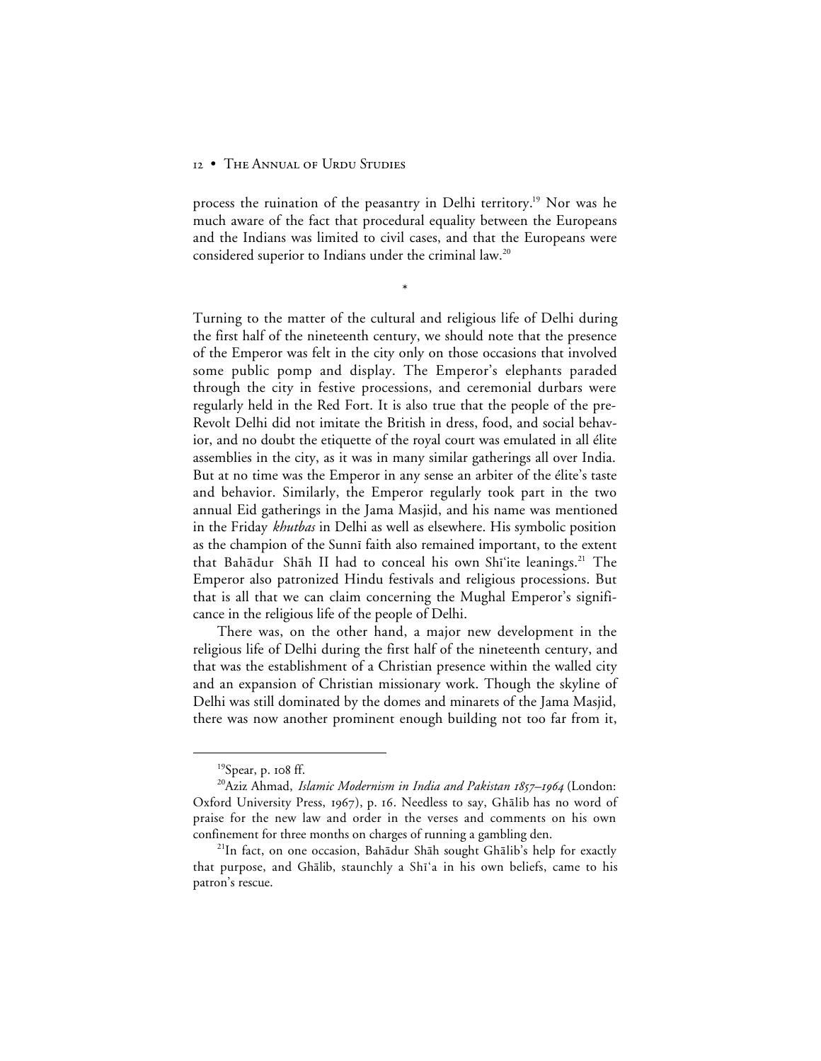process the ruination of the peasantry in Delhi territory.[19] Nor was he much aware of the fact that procedural equality between the Europeans and the Indians was limited to civil cases, and that the Europeans were considered superior to Indians under the criminal law.[20]

*

Turning to the matter of the cultural and religious life of Delhi during the first half of the nineteenth century, we should note that the presence of the Emperor was felt in the city only on those occasions that involved some public pomp and display. The Emperor's elephants paraded through the city in festive processions, and ceremonial durbars were regularly held in the Red Fort. It is also true that the people of the pre-Revolt Delhi did not imitate the British in dress, food, and social behavior, and no doubt the etiquette of the royal court was emulated in all élite assemblies in the city, as it was in many similar gatherings all over India. But at no time was the Emperor in any sense an arbiter of the élite's taste and behavior. Similarly, the Emperor regularly took part in the two annual Eid gatherings in the Jama Masjid, and his name was mentioned in the Friday *khutbas* in Delhi as well as elsewhere. His symbolic position as the champion of the Sunnī faith also remained important, to the extent that Bahādur Shāh II had to conceal his own Shī'ite leanings.[21] The Emperor also patronized Hindu festivals and religious processions. But that is all that we can claim concerning the Mughal Emperor's significance in the religious life of the people of Delhi.

There was, on the other hand, a major new development in the religious life of Delhi during the first half of the nineteenth century, and that was the establishment of a Christian presence within the walled city and an expansion of Christian missionary work. Though the skyline of Delhi was still dominated by the domes and minarets of the Jama Masjid, there was now another prominent enough building not too far from it,

---

[19]Spear, p. 108 ff.

[20]Aziz Ahmad, *Islamic Modernism in India and Pakistan 1857–1964* (London: Oxford University Press, 1967), p. 16. Needless to say, Ghālib has no word of praise for the new law and order in the verses and comments on his own confinement for three months on charges of running a gambling den.

[21]In fact, on one occasion, Bahādur Shāh sought Ghālib's help for exactly that purpose, and Ghālib, staunchly a Shī'a in his own beliefs, came to his patron's rescue.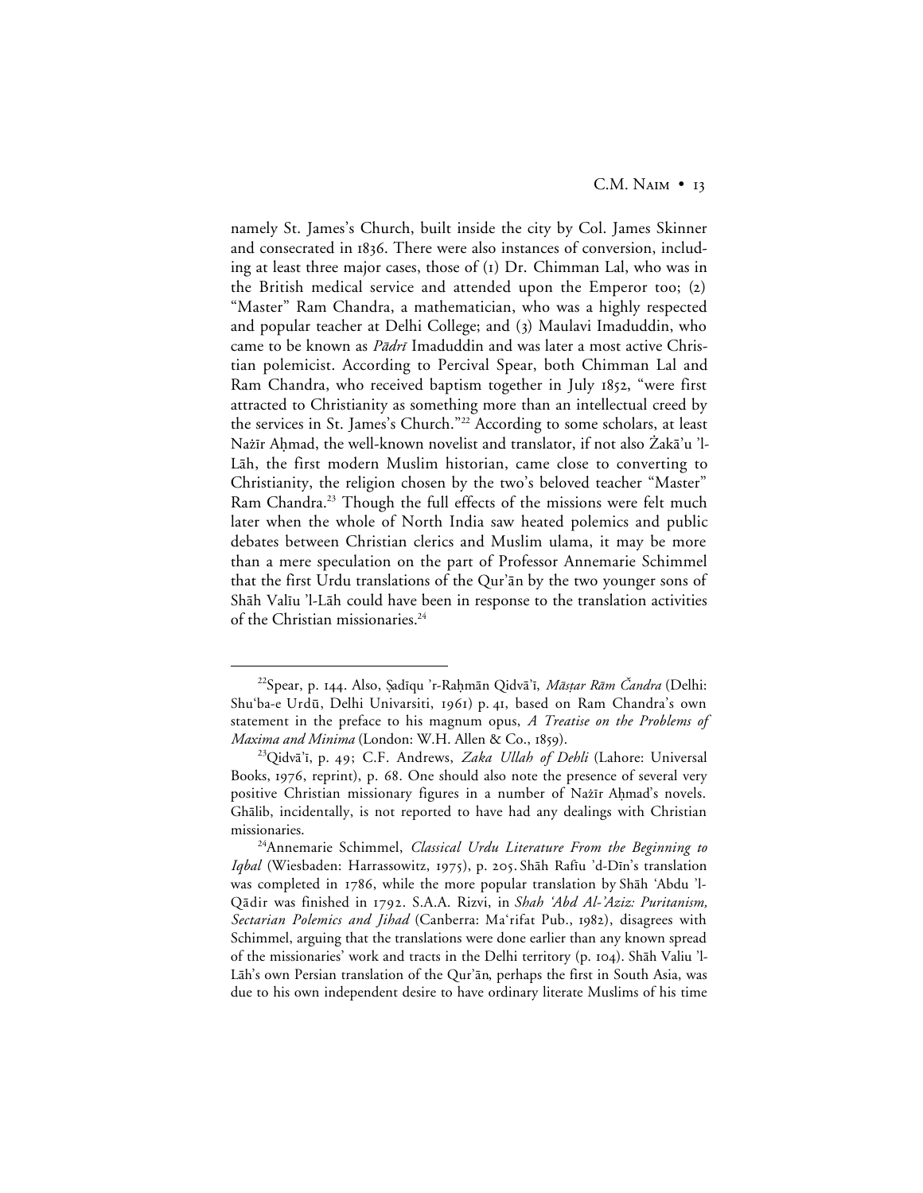namely St. James's Church, built inside the city by Col. James Skinner and consecrated in 1836. There were also instances of conversion, including at least three major cases, those of (1) Dr. Chimman Lal, who was in the British medical service and attended upon the Emperor too; (2) "Master" Ram Chandra, a mathematician, who was a highly respected and popular teacher at Delhi College; and (3) Maulavi Imaduddin, who came to be known as *Pādrī* Imaduddin and was later a most active Christian polemicist. According to Percival Spear, both Chimman Lal and Ram Chandra, who received baptism together in July 1852, "were first attracted to Christianity as something more than an intellectual creed by the services in St. James's Church."[22] According to some scholars, at least Nażīr Aḥmad, the well-known novelist and translator, if not also Żakā'u 'l-Lāh, the first modern Muslim historian, came close to converting to Christianity, the religion chosen by the two's beloved teacher "Master" Ram Chandra.[23] Though the full effects of the missions were felt much later when the whole of North India saw heated polemics and public debates between Christian clerics and Muslim ulama, it may be more than a mere speculation on the part of Professor Annemarie Schimmel that the first Urdu translations of the Qur'ān by the two younger sons of Shāh Valīu 'l-Lāh could have been in response to the translation activities of the Christian missionaries.[24]

---

[22] Spear, p. 144. Also, Ṣadīqu 'r-Raḥmān Qidvā'ī, *Māsṭar Rām Čandra* (Delhi: Shu'ba-e Urdū, Delhi Univarsiti, 1961) p. 41, based on Ram Chandra's own statement in the preface to his magnum opus, *A Treatise on the Problems of Maxima and Minima* (London: W.H. Allen & Co., 1859).

[23] Qidvā'ī, p. 49; C.F. Andrews, *Zaka Ullah of Dehli* (Lahore: Universal Books, 1976, reprint), p. 68. One should also note the presence of several very positive Christian missionary figures in a number of Nażīr Aḥmad's novels. Ghālib, incidentally, is not reported to have had any dealings with Christian missionaries.

[24] Annemarie Schimmel, *Classical Urdu Literature From the Beginning to Iqbal* (Wiesbaden: Harrassowitz, 1975), p. 205. Shāh Rafīu 'd-Dīn's translation was completed in 1786, while the more popular translation by Shāh 'Abdu 'l-Qādir was finished in 1792. S.A.A. Rizvi, in *Shah 'Abd Al-'Aziz: Puritanism, Sectarian Polemics and Jihad* (Canberra: Ma'rifat Pub., 1982), disagrees with Schimmel, arguing that the translations were done earlier than any known spread of the missionaries' work and tracts in the Delhi territory (p. 104). Shāh Valiu 'l-Lāh's own Persian translation of the Qur'ān, perhaps the first in South Asia, was due to his own independent desire to have ordinary literate Muslims of his time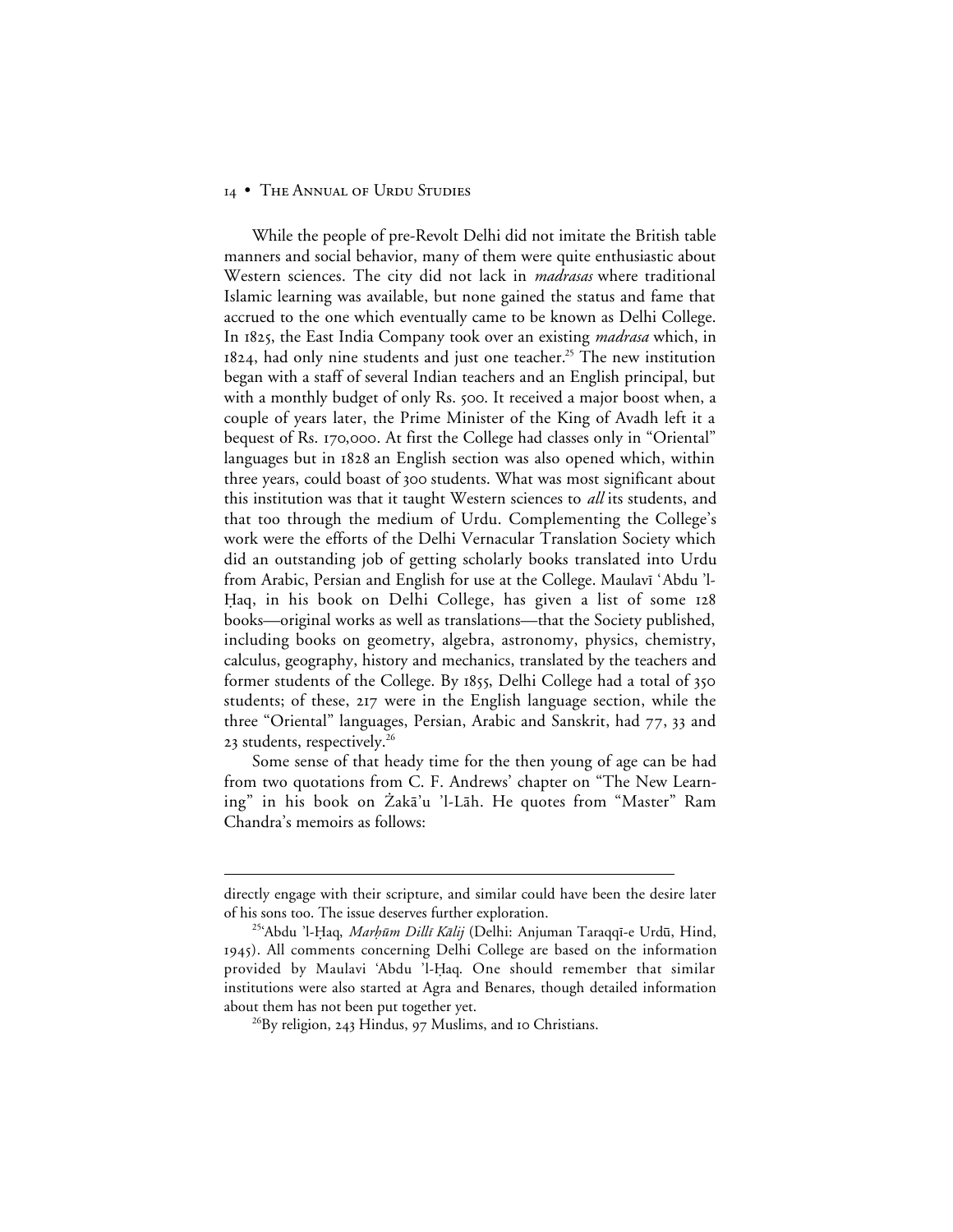While the people of pre-Revolt Delhi did not imitate the British table manners and social behavior, many of them were quite enthusiastic about Western sciences. The city did not lack in *madrasas* where traditional Islamic learning was available, but none gained the status and fame that accrued to the one which eventually came to be known as Delhi College. In 1825, the East India Company took over an existing *madrasa* which, in 1824, had only nine students and just one teacher.[25] The new institution began with a staff of several Indian teachers and an English principal, but with a monthly budget of only Rs. 500. It received a major boost when, a couple of years later, the Prime Minister of the King of Avadh left it a bequest of Rs. 170,000. At first the College had classes only in "Oriental" languages but in 1828 an English section was also opened which, within three years, could boast of 300 students. What was most significant about this institution was that it taught Western sciences to *all* its students, and that too through the medium of Urdu. Complementing the College's work were the efforts of the Delhi Vernacular Translation Society which did an outstanding job of getting scholarly books translated into Urdu from Arabic, Persian and English for use at the College. Maulavī ʿAbdu 'l-Ḥaq, in his book on Delhi College, has given a list of some 128 books—original works as well as translations—that the Society published, including books on geometry, algebra, astronomy, physics, chemistry, calculus, geography, history and mechanics, translated by the teachers and former students of the College. By 1855, Delhi College had a total of 350 students; of these, 217 were in the English language section, while the three "Oriental" languages, Persian, Arabic and Sanskrit, had 77, 33 and 23 students, respectively.[26]

Some sense of that heady time for the then young of age can be had from two quotations from C. F. Andrews' chapter on "The New Learning" in his book on Żakā'u 'l-Lāh. He quotes from "Master" Ram Chandra's memoirs as follows:

---

directly engage with their scripture, and similar could have been the desire later of his sons too. The issue deserves further exploration.

[25] ʿAbdu 'l-Ḥaq, *Marḥūm Dillī Kālij* (Delhi: Anjuman Taraqqī-e Urdū, Hind, 1945). All comments concerning Delhi College are based on the information provided by Maulavi ʿAbdu 'l-Ḥaq. One should remember that similar institutions were also started at Agra and Benares, though detailed information about them has not been put together yet.

[26] By religion, 243 Hindus, 97 Muslims, and 10 Christians.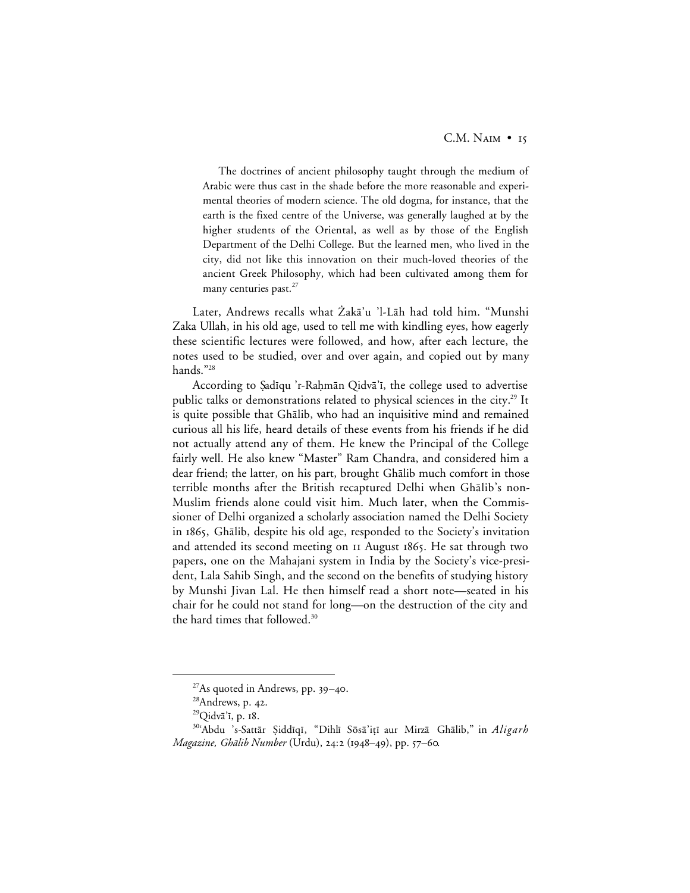> The doctrines of ancient philosophy taught through the medium of Arabic were thus cast in the shade before the more reasonable and experimental theories of modern science. The old dogma, for instance, that the earth is the fixed centre of the Universe, was generally laughed at by the higher students of the Oriental, as well as by those of the English Department of the Delhi College. But the learned men, who lived in the city, did not like this innovation on their much-loved theories of the ancient Greek Philosophy, which had been cultivated among them for many centuries past.[27]

Later, Andrews recalls what Żakā'u 'l-Lāh had told him. "Munshi Zaka Ullah, in his old age, used to tell me with kindling eyes, how eagerly these scientific lectures were followed, and how, after each lecture, the notes used to be studied, over and over again, and copied out by many hands."[28]

According to Ṣadīqu 'r-Raḥmān Qidvā'ī, the college used to advertise public talks or demonstrations related to physical sciences in the city.[29] It is quite possible that Ghālib, who had an inquisitive mind and remained curious all his life, heard details of these events from his friends if he did not actually attend any of them. He knew the Principal of the College fairly well. He also knew "Master" Ram Chandra, and considered him a dear friend; the latter, on his part, brought Ghālib much comfort in those terrible months after the British recaptured Delhi when Ghālib's non-Muslim friends alone could visit him. Much later, when the Commissioner of Delhi organized a scholarly association named the Delhi Society in 1865, Ghālib, despite his old age, responded to the Society's invitation and attended its second meeting on 11 August 1865. He sat through two papers, one on the Mahajani system in India by the Society's vice-president, Lala Sahib Singh, and the second on the benefits of studying history by Munshi Jivan Lal. He then himself read a short note—seated in his chair for he could not stand for long—on the destruction of the city and the hard times that followed.[30]

---

[27] As quoted in Andrews, pp. 39–40.

[28] Andrews, p. 42.

[29] Qidvā'ī, p. 18.

[30] 'Abdu 's-Sattār Ṣiddīqī, "Dihlī Sōsā'iṭī aur Mirzā Ghālib," in *Aligarh Magazine, Ghālib Number* (Urdu), 24:2 (1948–49), pp. 57–60.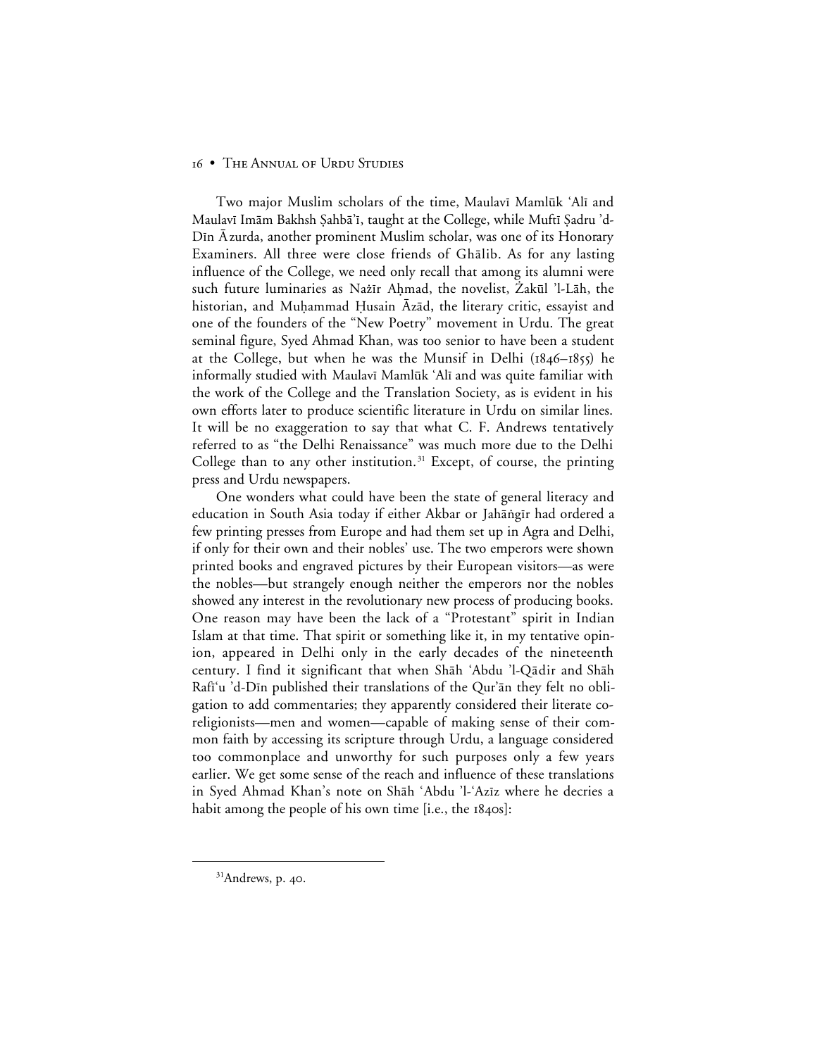Two major Muslim scholars of the time, Maulavī Mamlūk 'Alī and Maulavī Imām Bakhsh Ṣahbā'ī, taught at the College, while Muftī Ṣadru 'd-Dīn Āzurda, another prominent Muslim scholar, was one of its Honorary Examiners. All three were close friends of Ghālib. As for any lasting influence of the College, we need only recall that among its alumni were such future luminaries as Naẕīr Aḥmad, the novelist, Żakūl 'l-Lāh, the historian, and Muḥammad Ḥusain Āzād, the literary critic, essayist and one of the founders of the "New Poetry" movement in Urdu. The great seminal figure, Syed Ahmad Khan, was too senior to have been a student at the College, but when he was the Munsif in Delhi (1846–1855) he informally studied with Maulavī Mamlūk 'Alī and was quite familiar with the work of the College and the Translation Society, as is evident in his own efforts later to produce scientific literature in Urdu on similar lines. It will be no exaggeration to say that what C. F. Andrews tentatively referred to as "the Delhi Renaissance" was much more due to the Delhi College than to any other institution.[31] Except, of course, the printing press and Urdu newspapers.

One wonders what could have been the state of general literacy and education in South Asia today if either Akbar or Jahāṅgīr had ordered a few printing presses from Europe and had them set up in Agra and Delhi, if only for their own and their nobles' use. The two emperors were shown printed books and engraved pictures by their European visitors—as were the nobles—but strangely enough neither the emperors nor the nobles showed any interest in the revolutionary new process of producing books. One reason may have been the lack of a "Protestant" spirit in Indian Islam at that time. That spirit or something like it, in my tentative opinion, appeared in Delhi only in the early decades of the nineteenth century. I find it significant that when Shāh 'Abdu 'l-Qādir and Shāh Rafī'u 'd-Dīn published their translations of the Qur'ān they felt no obligation to add commentaries; they apparently considered their literate co-religionists—men and women—capable of making sense of their common faith by accessing its scripture through Urdu, a language considered too commonplace and unworthy for such purposes only a few years earlier. We get some sense of the reach and influence of these translations in Syed Ahmad Khan's note on Shāh 'Abdu 'l-'Azīz where he decries a habit among the people of his own time [i.e., the 1840s]:

---

[31]Andrews, p. 40.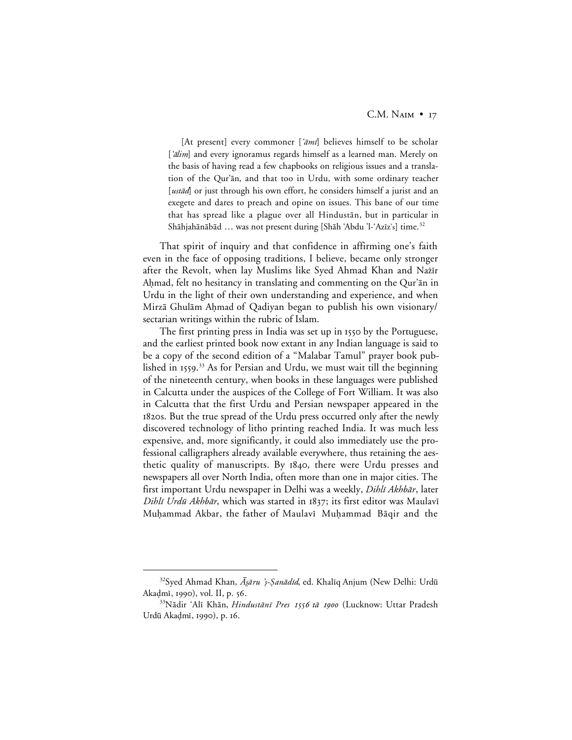> [At present] every commoner [*'āmī*] believes himself to be scholar [*'ālim*] and every ignoramus regards himself as a learned man. Merely on the basis of having read a few chapbooks on religious issues and a translation of the Qur'ān, and that too in Urdu, with some ordinary teacher [*ustād*] or just through his own effort, he considers himself a jurist and an exegete and dares to preach and opine on issues. This bane of our time that has spread like a plague over all Hindustān, but in particular in Shāhjahānābād … was not present during [Shāh 'Abdu 'l-'Azīz's] time.[32]

That spirit of inquiry and that confidence in affirming one's faith even in the face of opposing traditions, I believe, became only stronger after the Revolt, when lay Muslims like Syed Ahmad Khan and Nażīr Aḥmad, felt no hesitancy in translating and commenting on the Qur'ān in Urdu in the light of their own understanding and experience, and when Mirzā Ghulām Aḥmad of Qadiyan began to publish his own visionary/sectarian writings within the rubric of Islam.

The first printing press in India was set up in 1550 by the Portuguese, and the earliest printed book now extant in any Indian language is said to be a copy of the second edition of a "Malabar Tamul" prayer book published in 1559.[33] As for Persian and Urdu, we must wait till the beginning of the nineteenth century, when books in these languages were published in Calcutta under the auspices of the College of Fort William. It was also in Calcutta that the first Urdu and Persian newspaper appeared in the 1820s. But the true spread of the Urdu press occurred only after the newly discovered technology of litho printing reached India. It was much less expensive, and, more significantly, it could also immediately use the professional calligraphers already available everywhere, thus retaining the aesthetic quality of manuscripts. By 1840, there were Urdu presses and newspapers all over North India, often more than one in major cities. The first important Urdu newspaper in Delhi was a weekly, *Dihlī Akhbār*, later *Dihlī Urdū Akhbār*, which was started in 1837; its first editor was Maulavī Muḥammad Akbar, the father of Maulavī Muḥammad Bāqir and the

---

[32] Syed Ahmad Khan, *Āṡāru 'ṣ-Ṣanādīd*, ed. Khalīq Anjum (New Delhi: Urdū Akaḍmī, 1990), vol. II, p. 56.

[33] Nādir 'Alī Khān, *Hindustānī Pres 1556 tā 1900* (Lucknow: Uttar Pradesh Urdū Akaḍmī, 1990), p. 16.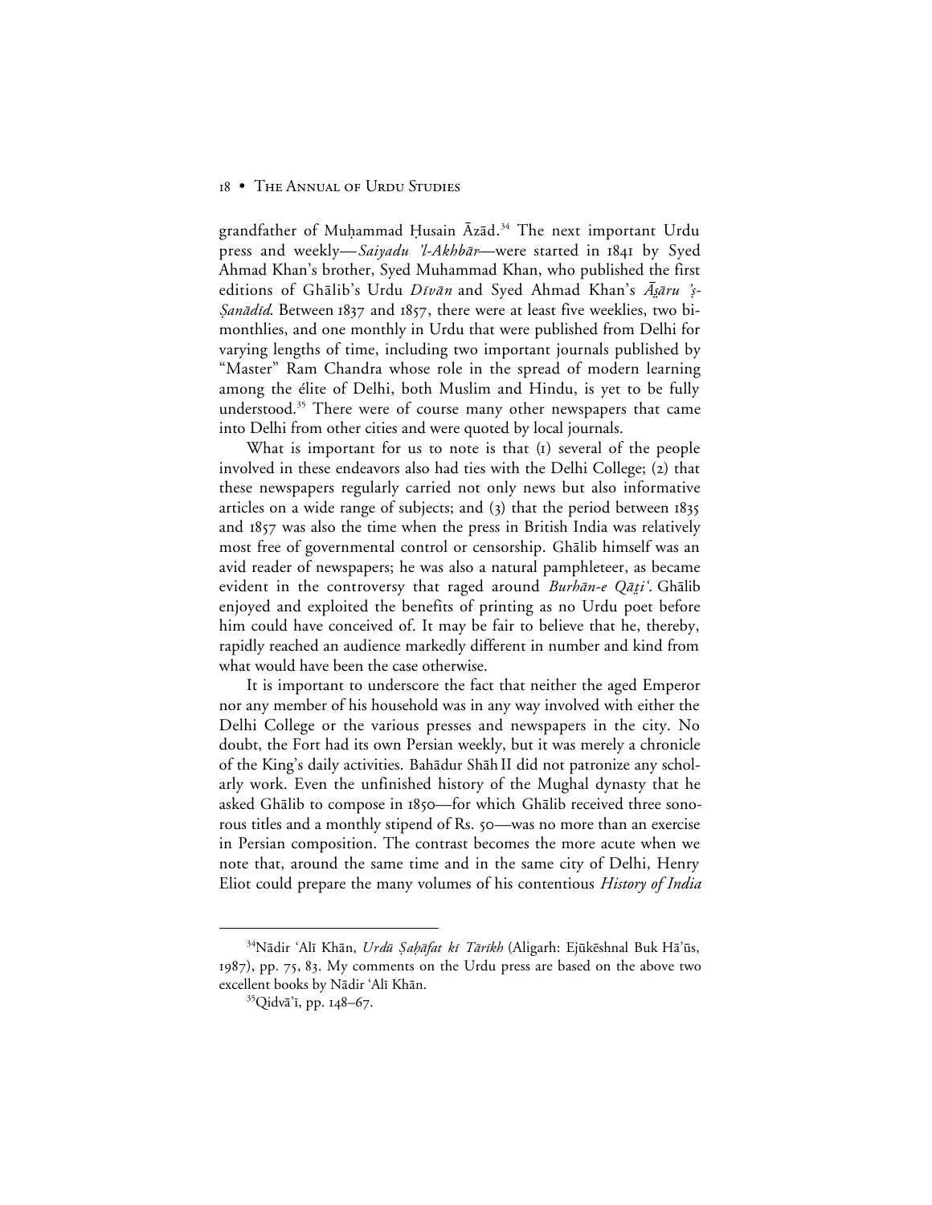grandfather of Muḥammad Ḥusain Āzād.[34] The next important Urdu press and weekly—*Saiyadu 'l-Akhbār*—were started in 1841 by Syed Ahmad Khan's brother, Syed Muhammad Khan, who published the first editions of Ghālib's Urdu *Dīvān* and Syed Ahmad Khan's *Āṣāru 'ṣ-Ṣanādīd*. Between 1837 and 1857, there were at least five weeklies, two bi-monthlies, and one monthly in Urdu that were published from Delhi for varying lengths of time, including two important journals published by "Master" Ram Chandra whose role in the spread of modern learning among the élite of Delhi, both Muslim and Hindu, is yet to be fully understood.[35] There were of course many other newspapers that came into Delhi from other cities and were quoted by local journals.

What is important for us to note is that (1) several of the people involved in these endeavors also had ties with the Delhi College; (2) that these newspapers regularly carried not only news but also informative articles on a wide range of subjects; and (3) that the period between 1835 and 1857 was also the time when the press in British India was relatively most free of governmental control or censorship. Ghālib himself was an avid reader of newspapers; he was also a natural pamphleteer, as became evident in the controversy that raged around *Burhān-e Qāṭi'*. Ghālib enjoyed and exploited the benefits of printing as no Urdu poet before him could have conceived of. It may be fair to believe that he, thereby, rapidly reached an audience markedly different in number and kind from what would have been the case otherwise.

It is important to underscore the fact that neither the aged Emperor nor any member of his household was in any way involved with either the Delhi College or the various presses and newspapers in the city. No doubt, the Fort had its own Persian weekly, but it was merely a chronicle of the King's daily activities. Bahādur Shāh II did not patronize any scholarly work. Even the unfinished history of the Mughal dynasty that he asked Ghālib to compose in 1850—for which Ghālib received three sonorous titles and a monthly stipend of Rs. 50—was no more than an exercise in Persian composition. The contrast becomes the more acute when we note that, around the same time and in the same city of Delhi, Henry Eliot could prepare the many volumes of his contentious *History of India*

---

[34]Nādir 'Alī Khān, *Urdū Ṣaḥāfat kī Tārīkh* (Aligarh: Ejūkēshnal Buk Hā'ūs, 1987), pp. 75, 83. My comments on the Urdu press are based on the above two excellent books by Nādir 'Alī Khān.

[35]Qidvā'ī, pp. 148–67.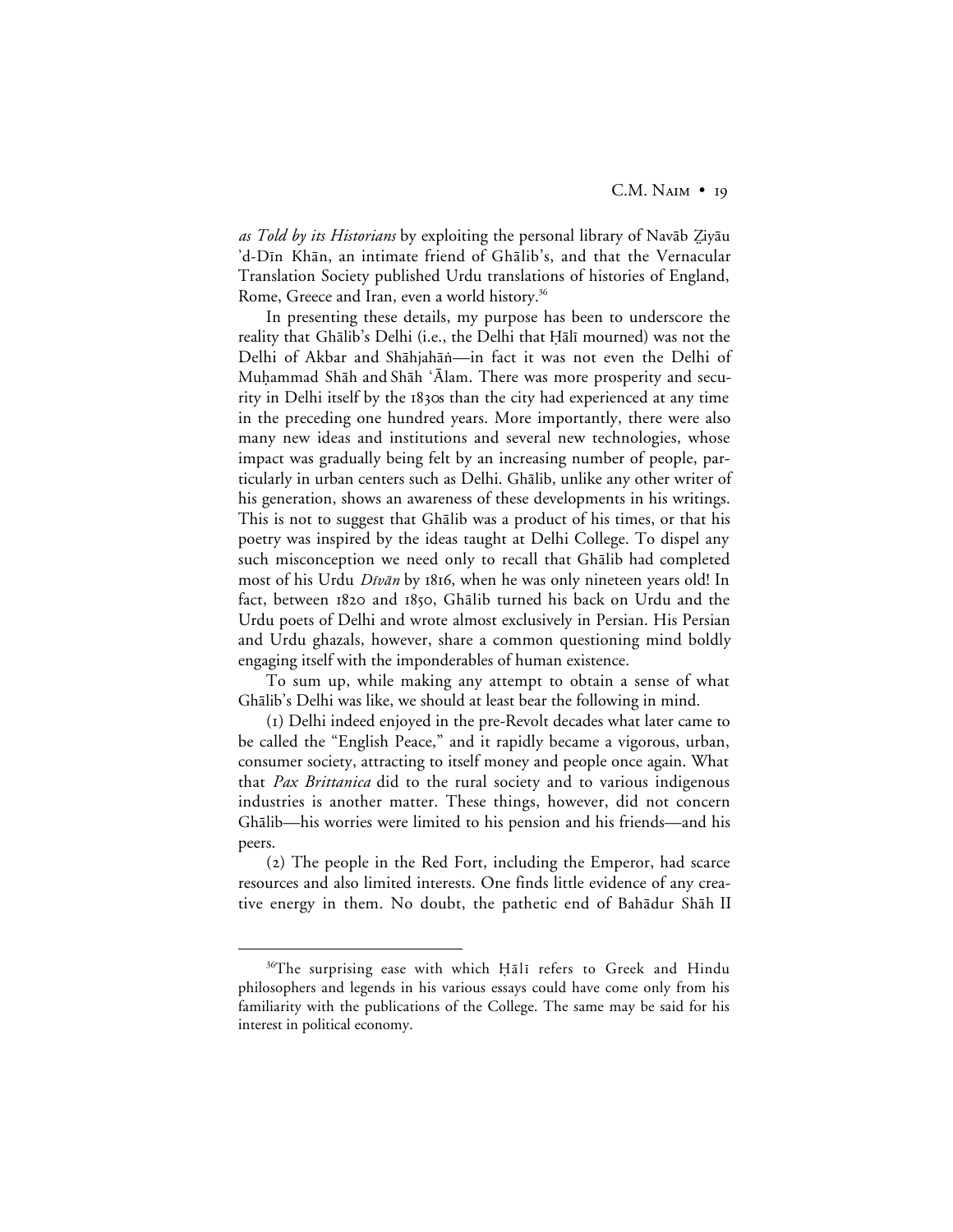*as Told by its Historians* by exploiting the personal library of Navāb Ẕiyāu 'd-Dīn Khān, an intimate friend of Ghālib's, and that the Vernacular Translation Society published Urdu translations of histories of England, Rome, Greece and Iran, even a world history.[36]

In presenting these details, my purpose has been to underscore the reality that Ghālib's Delhi (i.e., the Delhi that Ḥālī mourned) was not the Delhi of Akbar and Shāhjahāṅ—in fact it was not even the Delhi of Muḥammad Shāh and Shāh ʿĀlam. There was more prosperity and security in Delhi itself by the 1830s than the city had experienced at any time in the preceding one hundred years. More importantly, there were also many new ideas and institutions and several new technologies, whose impact was gradually being felt by an increasing number of people, particularly in urban centers such as Delhi. Ghālib, unlike any other writer of his generation, shows an awareness of these developments in his writings. This is not to suggest that Ghālib was a product of his times, or that his poetry was inspired by the ideas taught at Delhi College. To dispel any such misconception we need only to recall that Ghālib had completed most of his Urdu *Dīvān* by 1816, when he was only nineteen years old! In fact, between 1820 and 1850, Ghālib turned his back on Urdu and the Urdu poets of Delhi and wrote almost exclusively in Persian. His Persian and Urdu ghazals, however, share a common questioning mind boldly engaging itself with the imponderables of human existence.

To sum up, while making any attempt to obtain a sense of what Ghālib's Delhi was like, we should at least bear the following in mind.

(1) Delhi indeed enjoyed in the pre-Revolt decades what later came to be called the "English Peace," and it rapidly became a vigorous, urban, consumer society, attracting to itself money and people once again. What that *Pax Brittanica* did to the rural society and to various indigenous industries is another matter. These things, however, did not concern Ghālib—his worries were limited to his pension and his friends—and his peers.

(2) The people in the Red Fort, including the Emperor, had scarce resources and also limited interests. One finds little evidence of any creative energy in them. No doubt, the pathetic end of Bahādur Shāh II

[36]The surprising ease with which Ḥālī refers to Greek and Hindu philosophers and legends in his various essays could have come only from his familiarity with the publications of the College. The same may be said for his interest in political economy.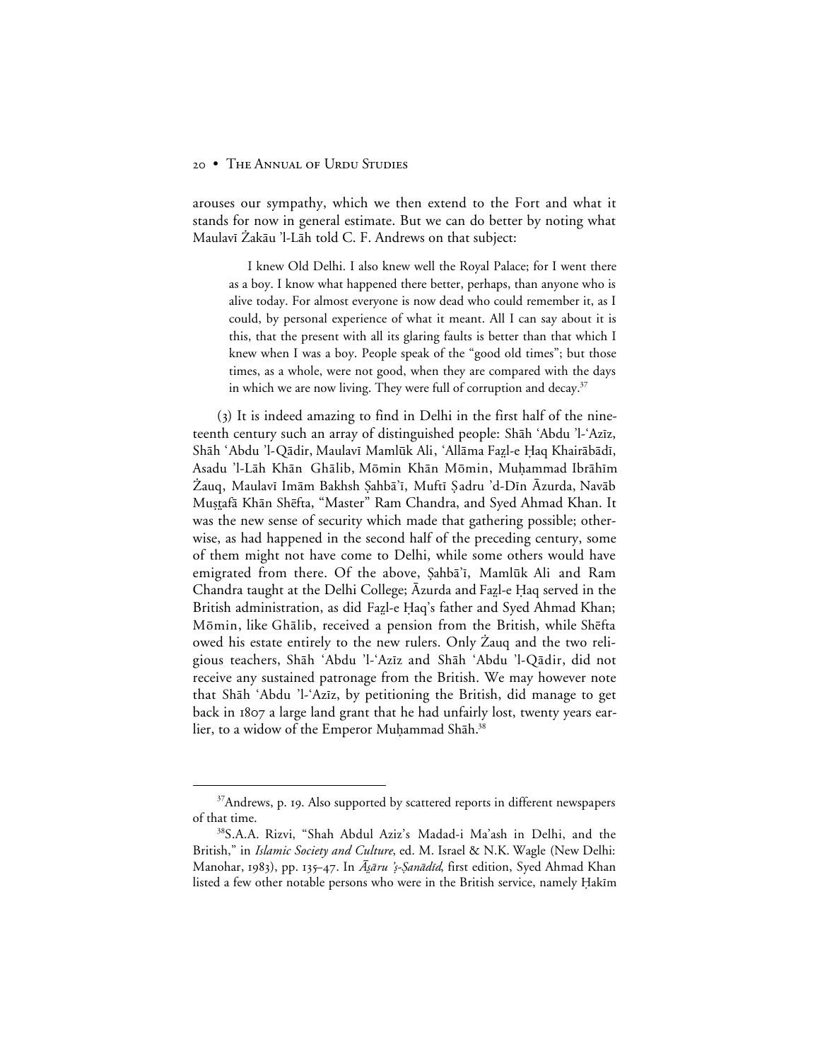arouses our sympathy, which we then extend to the Fort and what it stands for now in general estimate. But we can do better by noting what Maulavī Żakāu 'l-Lāh told C. F. Andrews on that subject:

> I knew Old Delhi. I also knew well the Royal Palace; for I went there as a boy. I know what happened there better, perhaps, than anyone who is alive today. For almost everyone is now dead who could remember it, as I could, by personal experience of what it meant. All I can say about it is this, that the present with all its glaring faults is better than that which I knew when I was a boy. People speak of the "good old times"; but those times, as a whole, were not good, when they are compared with the days in which we are now living. They were full of corruption and decay.[37]

(3) It is indeed amazing to find in Delhi in the first half of the nineteenth century such an array of distinguished people: Shāh 'Abdu 'l-'Azīz, Shāh 'Abdu 'l-Qādir, Maulavī Mamlūk Ali, 'Allāma Fażl-e Ḥaq Khairābādī, Asadu 'l-Lāh Khān Ghālib, Mōmin Khān Mōmin, Muḥammad Ibrāhīm Żauq, Maulavī Imām Bakhsh Ṣahbā'ī, Muftī Ṣadru 'd-Dīn Āzurda, Navāb Muṣṭafā Khān Shēfta, "Master" Ram Chandra, and Syed Ahmad Khan. It was the new sense of security which made that gathering possible; otherwise, as had happened in the second half of the preceding century, some of them might not have come to Delhi, while some others would have emigrated from there. Of the above, Ṣahbā'ī, Mamlūk Ali and Ram Chandra taught at the Delhi College; Āzurda and Fażl-e Ḥaq served in the British administration, as did Fażl-e Ḥaq's father and Syed Ahmad Khan; Mōmin, like Ghālib, received a pension from the British, while Shēfta owed his estate entirely to the new rulers. Only Żauq and the two religious teachers, Shāh 'Abdu 'l-'Azīz and Shāh 'Abdu 'l-Qādir, did not receive any sustained patronage from the British. We may however note that Shāh 'Abdu 'l-'Azīz, by petitioning the British, did manage to get back in 1807 a large land grant that he had unfairly lost, twenty years earlier, to a widow of the Emperor Muḥammad Shāh.[38]

---

[37]Andrews, p. 19. Also supported by scattered reports in different newspapers of that time.

[38]S.A.A. Rizvi, "Shah Abdul Aziz's Madad-i Ma'ash in Delhi, and the British," in *Islamic Society and Culture*, ed. M. Israel & N.K. Wagle (New Delhi: Manohar, 1983), pp. 135–47. In *Āṡāru 'ṣ-Ṣanādīd*, first edition, Syed Ahmad Khan listed a few other notable persons who were in the British service, namely Ḥakīm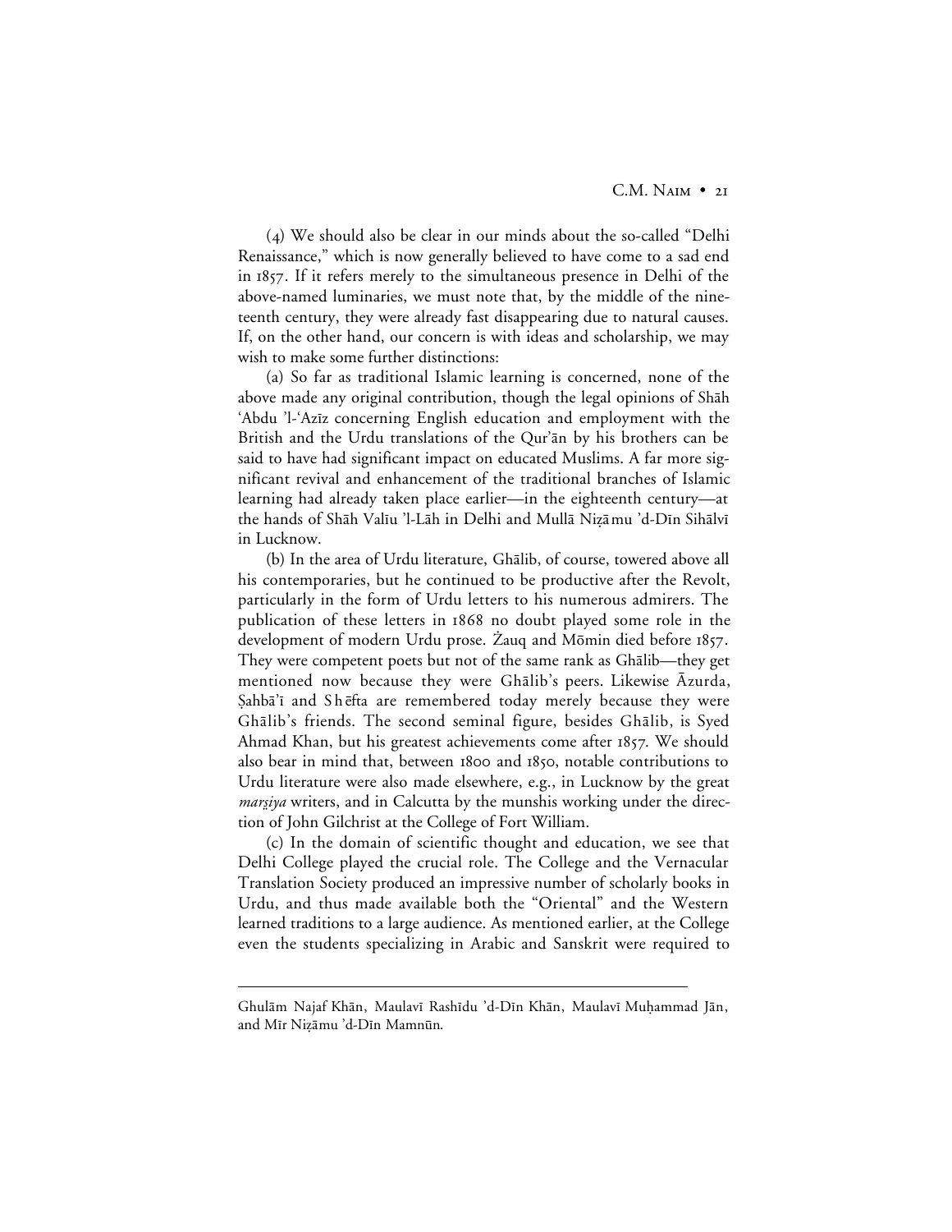(4) We should also be clear in our minds about the so-called "Delhi Renaissance," which is now generally believed to have come to a sad end in 1857. If it refers merely to the simultaneous presence in Delhi of the above-named luminaries, we must note that, by the middle of the nineteenth century, they were already fast disappearing due to natural causes. If, on the other hand, our concern is with ideas and scholarship, we may wish to make some further distinctions:

(a) So far as traditional Islamic learning is concerned, none of the above made any original contribution, though the legal opinions of Shāh 'Abdu 'l-'Azīz concerning English education and employment with the British and the Urdu translations of the Qur'ān by his brothers can be said to have had significant impact on educated Muslims. A far more significant revival and enhancement of the traditional branches of Islamic learning had already taken place earlier—in the eighteenth century—at the hands of Shāh Valīu 'l-Lāh in Delhi and Mullā Niẓāmu 'd-Dīn Sihālvī in Lucknow.

(b) In the area of Urdu literature, Ghālib, of course, towered above all his contemporaries, but he continued to be productive after the Revolt, particularly in the form of Urdu letters to his numerous admirers. The publication of these letters in 1868 no doubt played some role in the development of modern Urdu prose. Żauq and Mōmin died before 1857. They were competent poets but not of the same rank as Ghālib—they get mentioned now because they were Ghālib's peers. Likewise Āzurda, Ṣahbā'ī and Shēfta are remembered today merely because they were Ghālib's friends. The second seminal figure, besides Ghālib, is Syed Ahmad Khan, but his greatest achievements come after 1857. We should also bear in mind that, between 1800 and 1850, notable contributions to Urdu literature were also made elsewhere, e.g., in Lucknow by the great *marṡiya* writers, and in Calcutta by the munshis working under the direction of John Gilchrist at the College of Fort William.

(c) In the domain of scientific thought and education, we see that Delhi College played the crucial role. The College and the Vernacular Translation Society produced an impressive number of scholarly books in Urdu, and thus made available both the "Oriental" and the Western learned traditions to a large audience. As mentioned earlier, at the College even the students specializing in Arabic and Sanskrit were required to

---

Ghulām Najaf Khān, Maulavī Rashīdu 'd-Dīn Khān, Maulavī Muḥammad Jān, and Mīr Niẓāmu 'd-Dīn Mamnūn.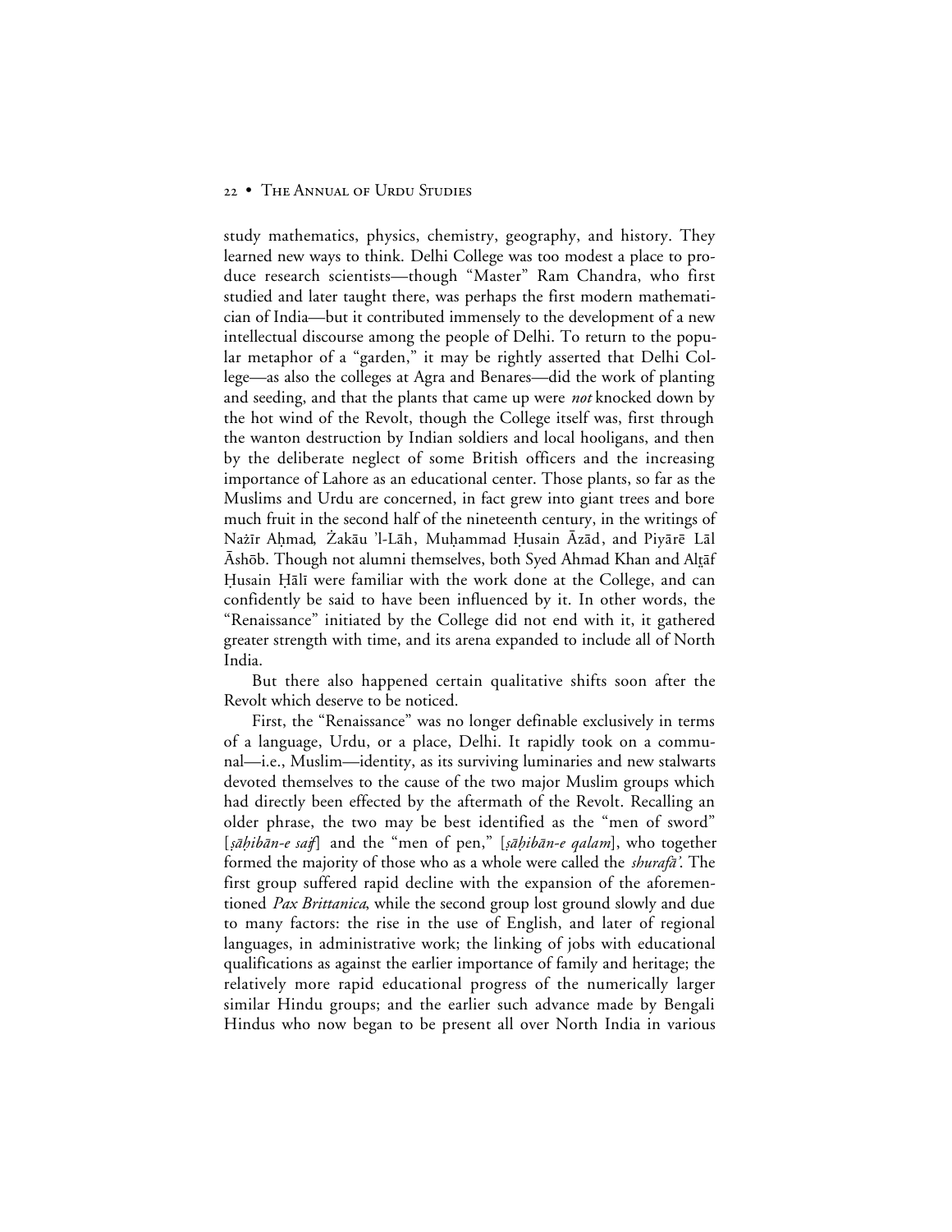study mathematics, physics, chemistry, geography, and history. They learned new ways to think. Delhi College was too modest a place to produce research scientists—though "Master" Ram Chandra, who first studied and later taught there, was perhaps the first modern mathematician of India—but it contributed immensely to the development of a new intellectual discourse among the people of Delhi. To return to the popular metaphor of a "garden," it may be rightly asserted that Delhi College—as also the colleges at Agra and Benares—did the work of planting and seeding, and that the plants that came up were *not* knocked down by the hot wind of the Revolt, though the College itself was, first through the wanton destruction by Indian soldiers and local hooligans, and then by the deliberate neglect of some British officers and the increasing importance of Lahore as an educational center. Those plants, so far as the Muslims and Urdu are concerned, in fact grew into giant trees and bore much fruit in the second half of the nineteenth century, in the writings of Nażīr Aḥmad, Żakāu 'l-Lāh, Muḥammad Ḥusain Āzād, and Piyārē Lāl Āshōb. Though not alumni themselves, both Syed Ahmad Khan and Alṭāf Ḥusain Ḥālī were familiar with the work done at the College, and can confidently be said to have been influenced by it. In other words, the "Renaissance" initiated by the College did not end with it, it gathered greater strength with time, and its arena expanded to include all of North India.

But there also happened certain qualitative shifts soon after the Revolt which deserve to be noticed.

First, the "Renaissance" was no longer definable exclusively in terms of a language, Urdu, or a place, Delhi. It rapidly took on a communal—i.e., Muslim—identity, as its surviving luminaries and new stalwarts devoted themselves to the cause of the two major Muslim groups which had directly been effected by the aftermath of the Revolt. Recalling an older phrase, the two may be best identified as the "men of sword" [*ṣāḥibān-e saif*] and the "men of pen," [*ṣāḥibān-e qalam*], who together formed the majority of those who as a whole were called the *shurafā'*. The first group suffered rapid decline with the expansion of the aforementioned *Pax Brittanica*, while the second group lost ground slowly and due to many factors: the rise in the use of English, and later of regional languages, in administrative work; the linking of jobs with educational qualifications as against the earlier importance of family and heritage; the relatively more rapid educational progress of the numerically larger similar Hindu groups; and the earlier such advance made by Bengali Hindus who now began to be present all over North India in various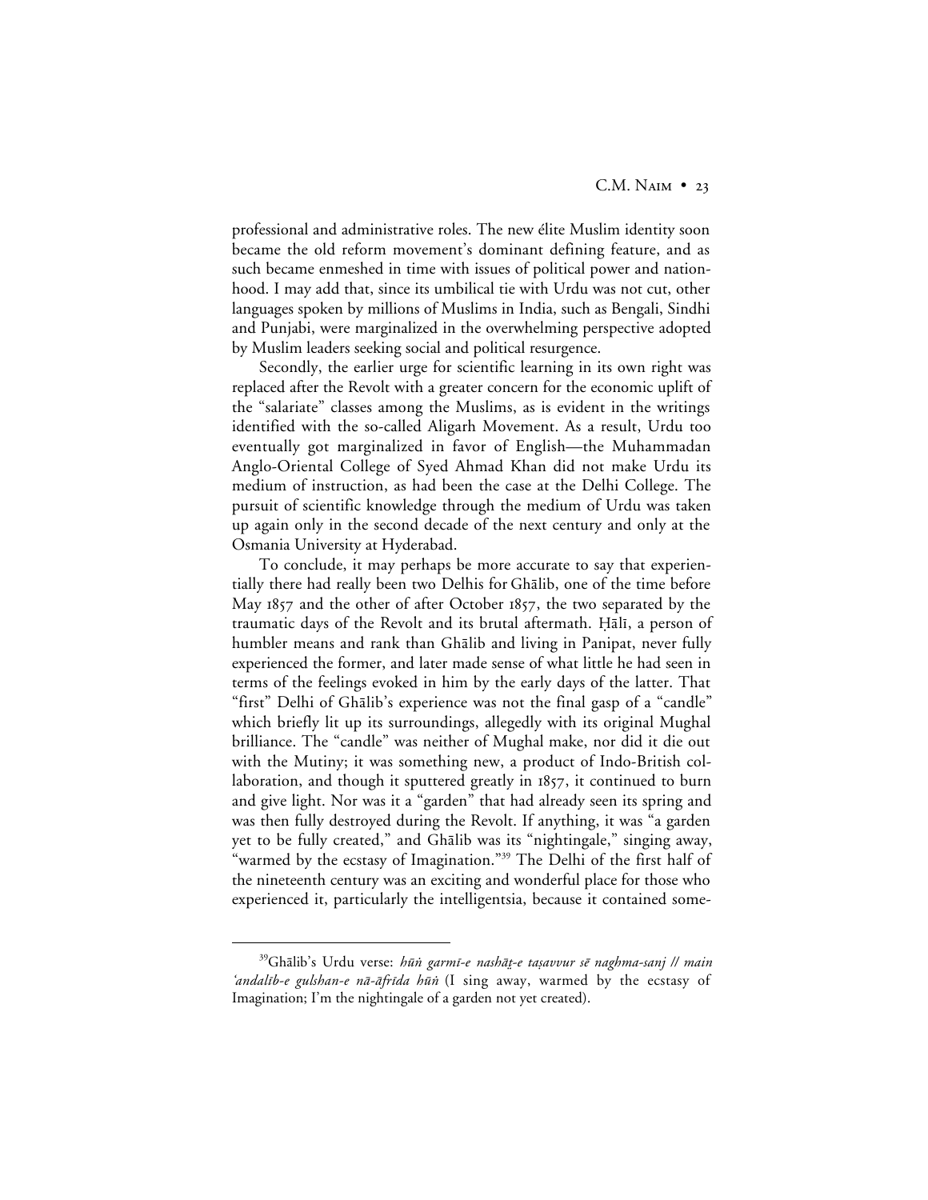professional and administrative roles. The new élite Muslim identity soon became the old reform movement's dominant defining feature, and as such became enmeshed in time with issues of political power and nationhood. I may add that, since its umbilical tie with Urdu was not cut, other languages spoken by millions of Muslims in India, such as Bengali, Sindhi and Punjabi, were marginalized in the overwhelming perspective adopted by Muslim leaders seeking social and political resurgence.

Secondly, the earlier urge for scientific learning in its own right was replaced after the Revolt with a greater concern for the economic uplift of the "salariate" classes among the Muslims, as is evident in the writings identified with the so-called Aligarh Movement. As a result, Urdu too eventually got marginalized in favor of English—the Muhammadan Anglo-Oriental College of Syed Ahmad Khan did not make Urdu its medium of instruction, as had been the case at the Delhi College. The pursuit of scientific knowledge through the medium of Urdu was taken up again only in the second decade of the next century and only at the Osmania University at Hyderabad.

To conclude, it may perhaps be more accurate to say that experientially there had really been two Delhis for Ghālib, one of the time before May 1857 and the other of after October 1857, the two separated by the traumatic days of the Revolt and its brutal aftermath. Ḥālī, a person of humbler means and rank than Ghālib and living in Panipat, never fully experienced the former, and later made sense of what little he had seen in terms of the feelings evoked in him by the early days of the latter. That "first" Delhi of Ghālib's experience was not the final gasp of a "candle" which briefly lit up its surroundings, allegedly with its original Mughal brilliance. The "candle" was neither of Mughal make, nor did it die out with the Mutiny; it was something new, a product of Indo-British collaboration, and though it sputtered greatly in 1857, it continued to burn and give light. Nor was it a "garden" that had already seen its spring and was then fully destroyed during the Revolt. If anything, it was "a garden yet to be fully created," and Ghālib was its "nightingale," singing away, "warmed by the ecstasy of Imagination."[39] The Delhi of the first half of the nineteenth century was an exciting and wonderful place for those who experienced it, particularly the intelligentsia, because it contained some-

---

[39]Ghālib's Urdu verse: *hūṅ garmī-e nashāṭ-e taṣavvur sē naghma-sanj // main 'andalīb-e gulshan-e nā-āfrīda hūṅ* (I sing away, warmed by the ecstasy of Imagination; I'm the nightingale of a garden not yet created).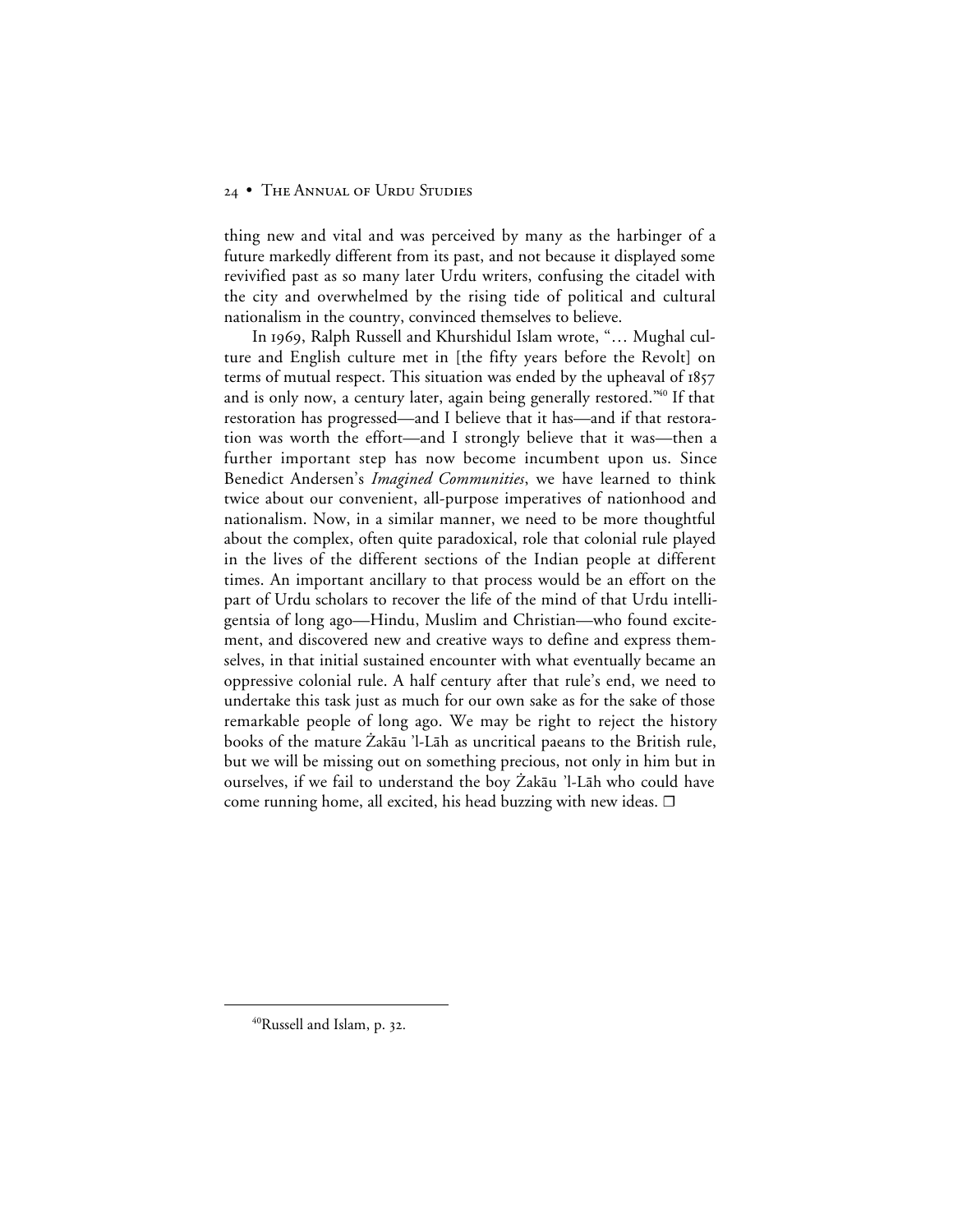thing new and vital and was perceived by many as the harbinger of a future markedly different from its past, and not because it displayed some revivified past as so many later Urdu writers, confusing the citadel with the city and overwhelmed by the rising tide of political and cultural nationalism in the country, convinced themselves to believe.

In 1969, Ralph Russell and Khurshidul Islam wrote, "… Mughal culture and English culture met in [the fifty years before the Revolt] on terms of mutual respect. This situation was ended by the upheaval of 1857 and is only now, a century later, again being generally restored."[40] If that restoration has progressed—and I believe that it has—and if that restoration was worth the effort—and I strongly believe that it was—then a further important step has now become incumbent upon us. Since Benedict Andersen's *Imagined Communities*, we have learned to think twice about our convenient, all-purpose imperatives of nationhood and nationalism. Now, in a similar manner, we need to be more thoughtful about the complex, often quite paradoxical, role that colonial rule played in the lives of the different sections of the Indian people at different times. An important ancillary to that process would be an effort on the part of Urdu scholars to recover the life of the mind of that Urdu intelligentsia of long ago—Hindu, Muslim and Christian—who found excitement, and discovered new and creative ways to define and express themselves, in that initial sustained encounter with what eventually became an oppressive colonial rule. A half century after that rule's end, we need to undertake this task just as much for our own sake as for the sake of those remarkable people of long ago. We may be right to reject the history books of the mature Żakāu 'l-Lāh as uncritical paeans to the British rule, but we will be missing out on something precious, not only in him but in ourselves, if we fail to understand the boy Żakāu 'l-Lāh who could have come running home, all excited, his head buzzing with new ideas. ❐

---

[40]Russell and Islam, p. 32.